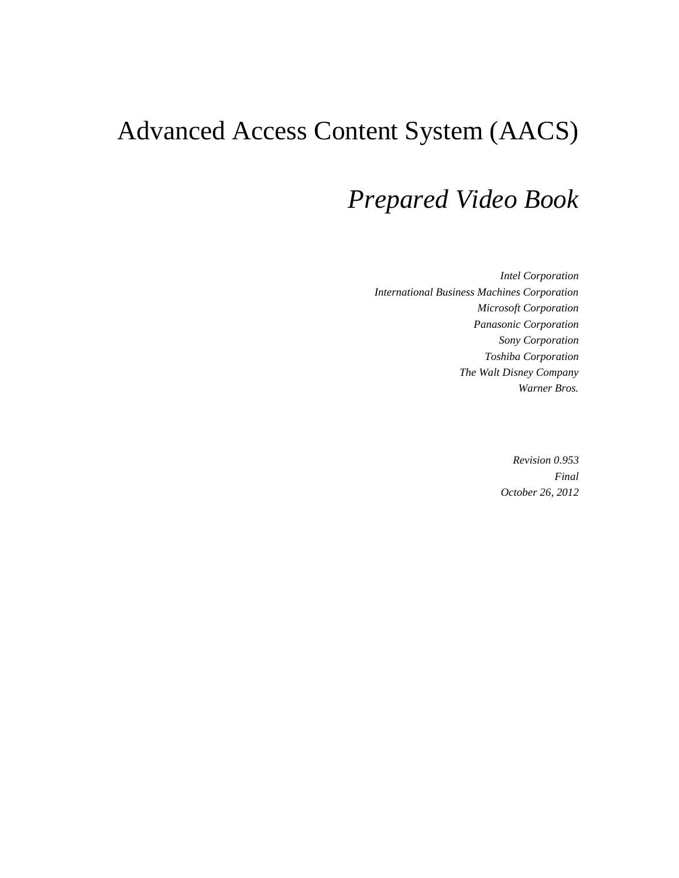# Advanced Access Content System (AACS)

## *Prepared Video Book*

*Intel Corporation*
*International Business Machines Corporation*
*Microsoft Corporation*
*Panasonic Corporation*
*Sony Corporation*
*Toshiba Corporation*
*The Walt Disney Company*
*Warner Bros.*

*Revision 0.953*
*Final*
*October 26, 2012*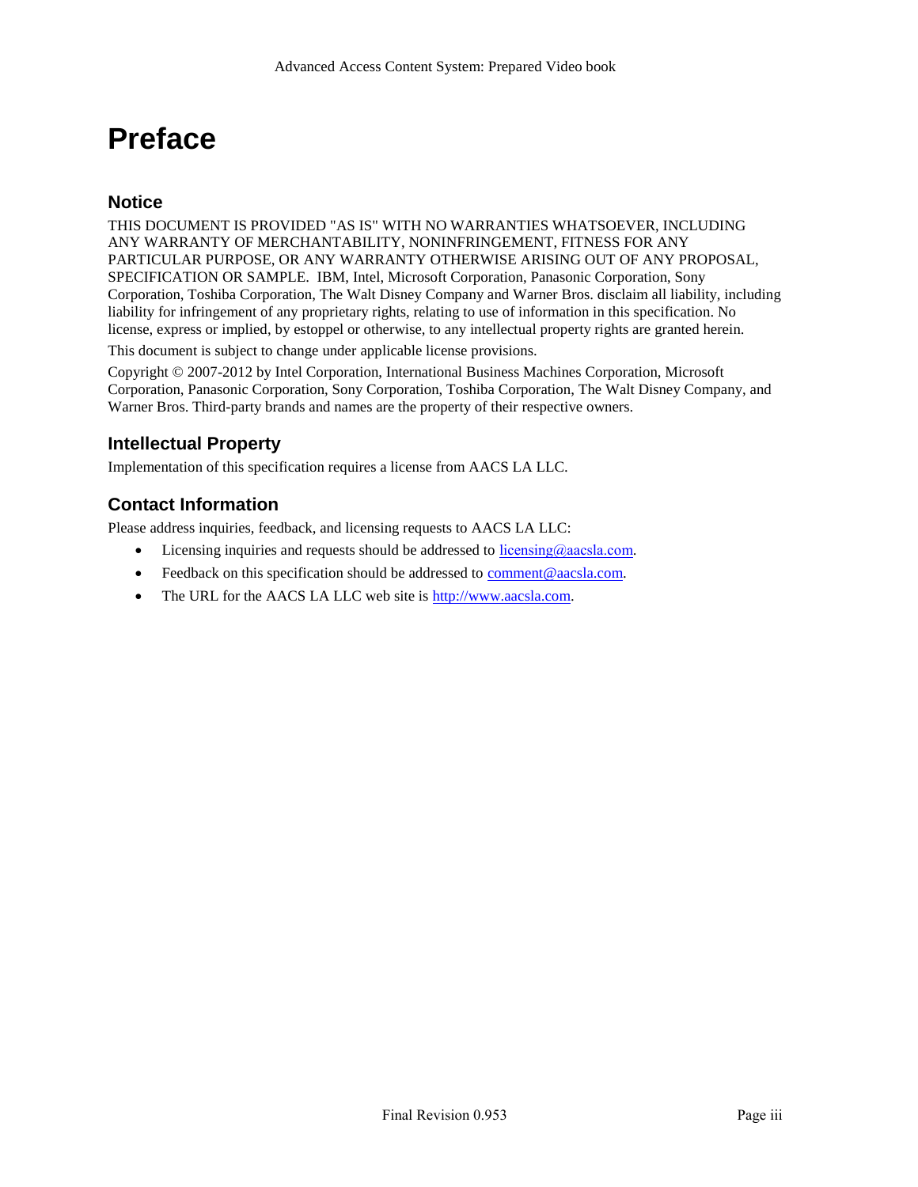# Preface

## Notice

THIS DOCUMENT IS PROVIDED "AS IS" WITH NO WARRANTIES WHATSOEVER, INCLUDING ANY WARRANTY OF MERCHANTABILITY, NONINFRINGEMENT, FITNESS FOR ANY PARTICULAR PURPOSE, OR ANY WARRANTY OTHERWISE ARISING OUT OF ANY PROPOSAL, SPECIFICATION OR SAMPLE. IBM, Intel, Microsoft Corporation, Panasonic Corporation, Sony Corporation, Toshiba Corporation, The Walt Disney Company and Warner Bros. disclaim all liability, including liability for infringement of any proprietary rights, relating to use of information in this specification. No license, express or implied, by estoppel or otherwise, to any intellectual property rights are granted herein.

This document is subject to change under applicable license provisions.

Copyright © 2007-2012 by Intel Corporation, International Business Machines Corporation, Microsoft Corporation, Panasonic Corporation, Sony Corporation, Toshiba Corporation, The Walt Disney Company, and Warner Bros. Third-party brands and names are the property of their respective owners.

## Intellectual Property

Implementation of this specification requires a license from AACS LA LLC.

## Contact Information

Please address inquiries, feedback, and licensing requests to AACS LA LLC:

- Licensing inquiries and requests should be addressed to licensing@aacsla.com.
- Feedback on this specification should be addressed to comment@aacsla.com.
- The URL for the AACS LA LLC web site is http://www.aacsla.com.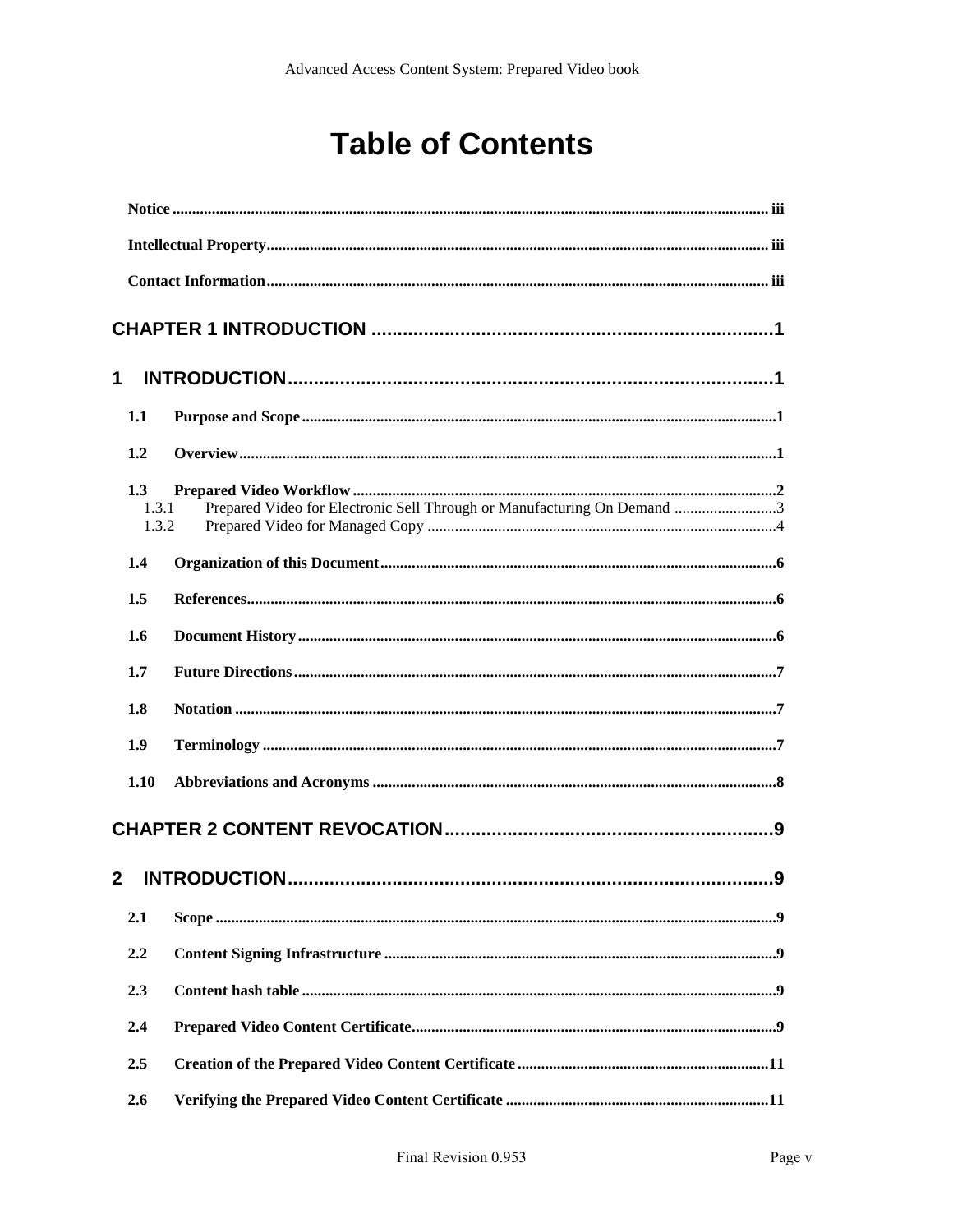# Table of Contents

**Notice** ..... iii

**Intellectual Property** ..... iii

**Contact Information** ..... iii

**CHAPTER 1 INTRODUCTION** ..... 1

**1 INTRODUCTION** ..... 1

**1.1 Purpose and Scope** ..... 1

**1.2 Overview** ..... 1

**1.3 Prepared Video Workflow** ..... 2
- 1.3.1 Prepared Video for Electronic Sell Through or Manufacturing On Demand ..... 3
- 1.3.2 Prepared Video for Managed Copy ..... 4

**1.4 Organization of this Document** ..... 6

**1.5 References** ..... 6

**1.6 Document History** ..... 6

**1.7 Future Directions** ..... 7

**1.8 Notation** ..... 7

**1.9 Terminology** ..... 7

**1.10 Abbreviations and Acronyms** ..... 8

**CHAPTER 2 CONTENT REVOCATION** ..... 9

**2 INTRODUCTION** ..... 9

**2.1 Scope** ..... 9

**2.2 Content Signing Infrastructure** ..... 9

**2.3 Content hash table** ..... 9

**2.4 Prepared Video Content Certificate** ..... 9

**2.5 Creation of the Prepared Video Content Certificate** ..... 11

**2.6 Verifying the Prepared Video Content Certificate** ..... 11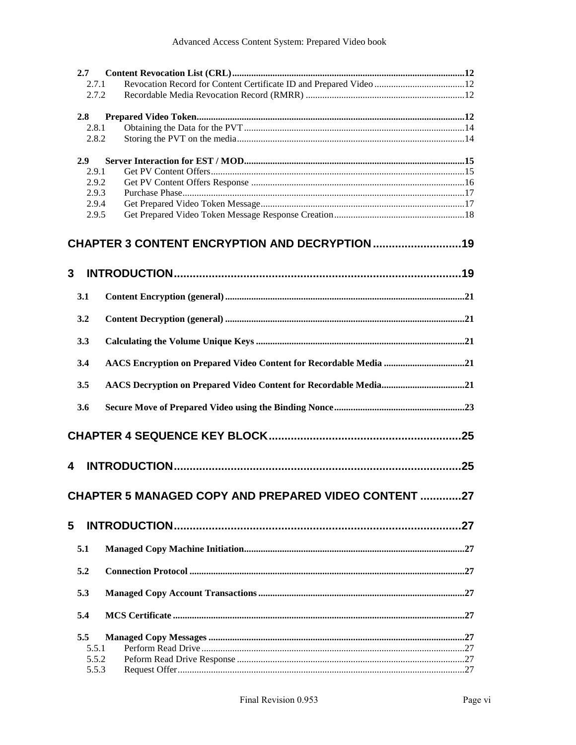2.7 Content Revocation List (CRL) ........ 12
  2.7.1 Revocation Record for Content Certificate ID and Prepared Video ........ 12
  2.7.2 Recordable Media Revocation Record (RMRR) ........ 12

2.8 Prepared Video Token ........ 12
  2.8.1 Obtaining the Data for the PVT ........ 14
  2.8.2 Storing the PVT on the media ........ 14

2.9 Server Interaction for EST / MOD ........ 15
  2.9.1 Get PV Content Offers ........ 15
  2.9.2 Get PV Content Offers Response ........ 16
  2.9.3 Purchase Phase ........ 17
  2.9.4 Get Prepared Video Token Message ........ 17
  2.9.5 Get Prepared Video Token Message Response Creation ........ 18

**CHAPTER 3 CONTENT ENCRYPTION AND DECRYPTION ........ 19**

**3 INTRODUCTION ........ 19**

3.1 Content Encryption (general) ........ 21

3.2 Content Decryption (general) ........ 21

3.3 Calculating the Volume Unique Keys ........ 21

3.4 AACS Encryption on Prepared Video Content for Recordable Media ........ 21

3.5 AACS Decryption on Prepared Video Content for Recordable Media ........ 21

3.6 Secure Move of Prepared Video using the Binding Nonce ........ 23

**CHAPTER 4 SEQUENCE KEY BLOCK ........ 25**

**4 INTRODUCTION ........ 25**

**CHAPTER 5 MANAGED COPY AND PREPARED VIDEO CONTENT ........ 27**

**5 INTRODUCTION ........ 27**

5.1 Managed Copy Machine Initiation ........ 27

5.2 Connection Protocol ........ 27

5.3 Managed Copy Account Transactions ........ 27

5.4 MCS Certificate ........ 27

5.5 Managed Copy Messages ........ 27
  5.5.1 Perform Read Drive ........ 27
  5.5.2 Peform Read Drive Response ........ 27
  5.5.3 Request Offer ........ 27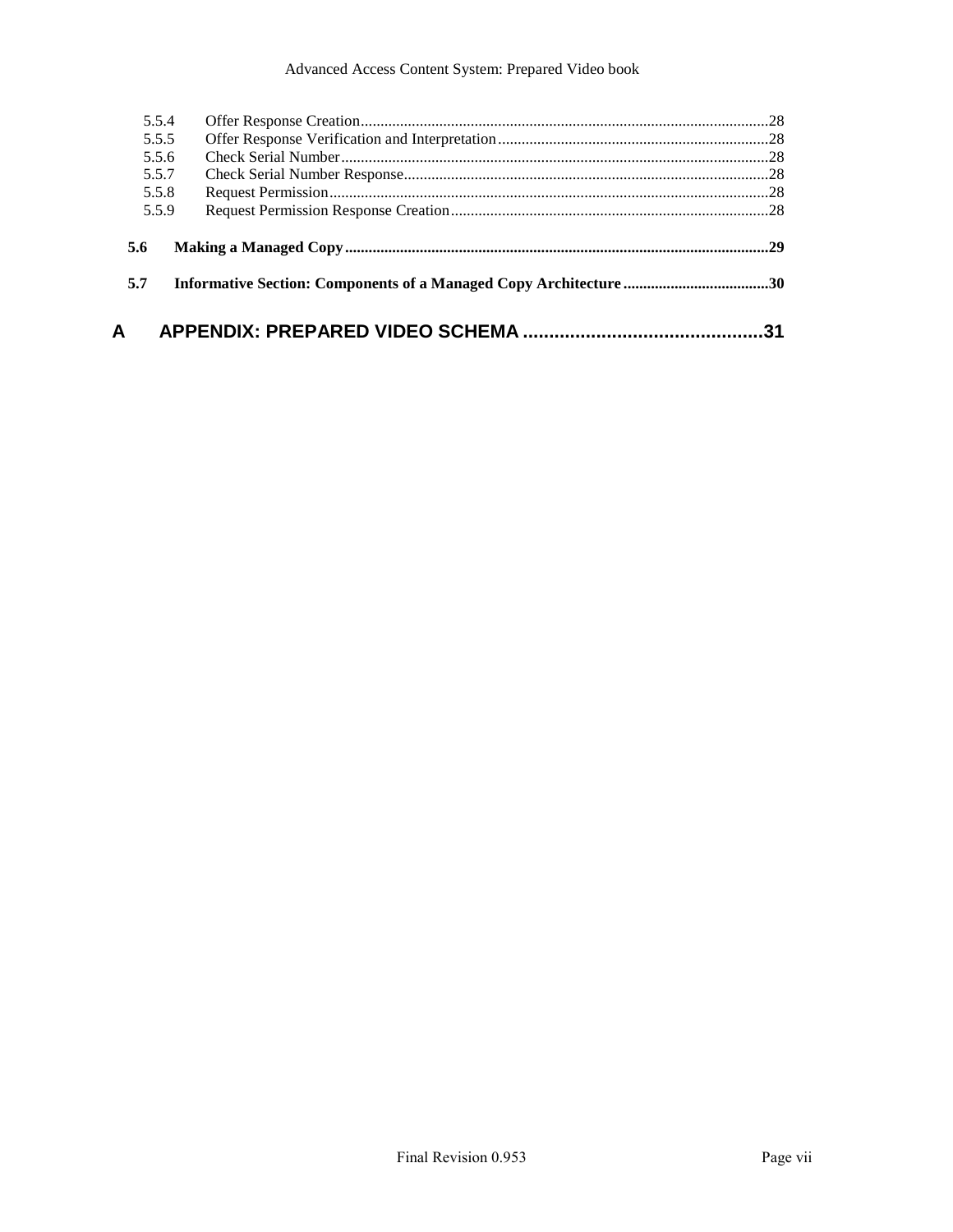5.5.4 Offer Response Creation ........................................................................................................ 28
5.5.5 Offer Response Verification and Interpretation ..................................................................... 28
5.5.6 Check Serial Number ............................................................................................................. 28
5.5.7 Check Serial Number Response ............................................................................................. 28
5.5.8 Request Permission ................................................................................................................ 28
5.5.9 Request Permission Response Creation ................................................................................. 28

**5.6 Making a Managed Copy ............................................................................................................. 29**

**5.7 Informative Section: Components of a Managed Copy Architecture ..................................... 30**

**A APPENDIX: PREPARED VIDEO SCHEMA .............................................. 31**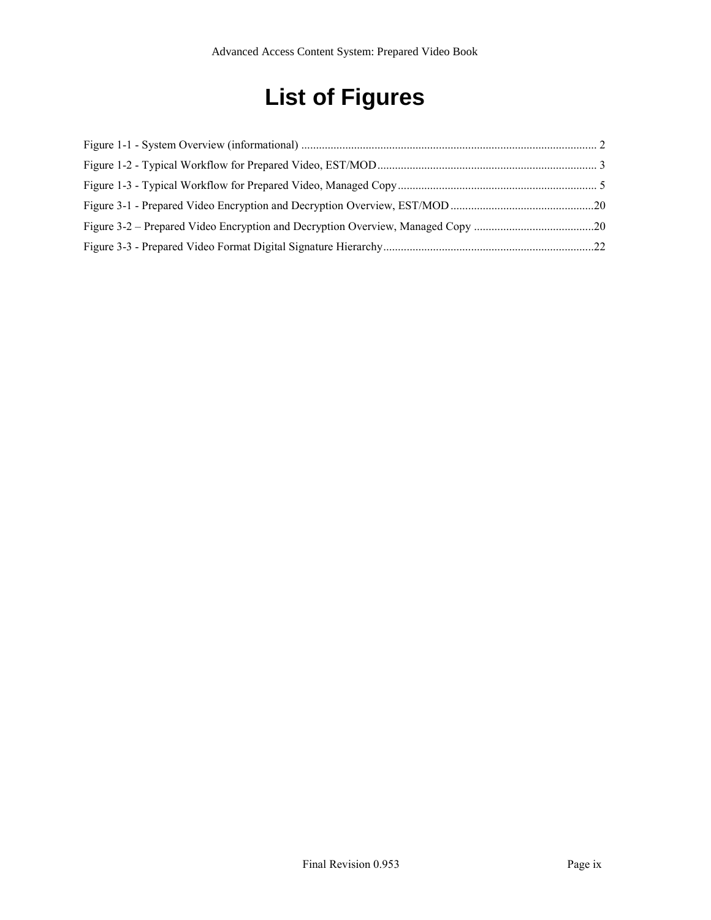# List of Figures

Figure 1-1 - System Overview (informational) .................................................................................................... 2

Figure 1-2 - Typical Workflow for Prepared Video, EST/MOD........................................................................... 3

Figure 1-3 - Typical Workflow for Prepared Video, Managed Copy.................................................................... 5

Figure 3-1 - Prepared Video Encryption and Decryption Overview, EST/MOD.................................................20

Figure 3-2 – Prepared Video Encryption and Decryption Overview, Managed Copy .........................................20

Figure 3-3 - Prepared Video Format Digital Signature Hierarchy........................................................................22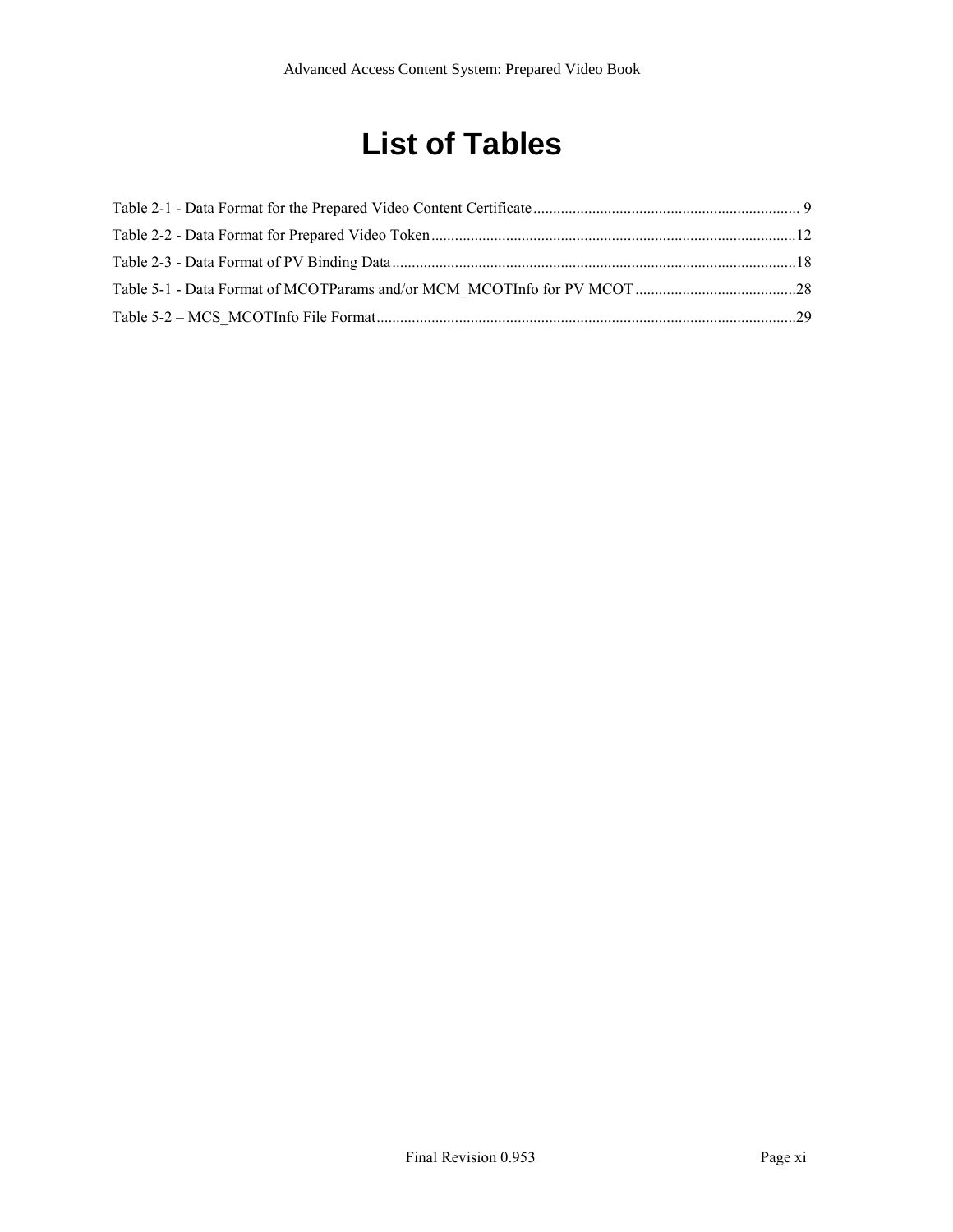# List of Tables

Table 2-1 - Data Format for the Prepared Video Content Certificate .................................................................... 9

Table 2-2 - Data Format for Prepared Video Token .............................................................................................12

Table 2-3 - Data Format of PV Binding Data .......................................................................................................18

Table 5-1 - Data Format of MCOTParams and/or MCM_MCOTInfo for PV MCOT .........................................28

Table 5-2 – MCS_MCOTInfo File Format...........................................................................................................29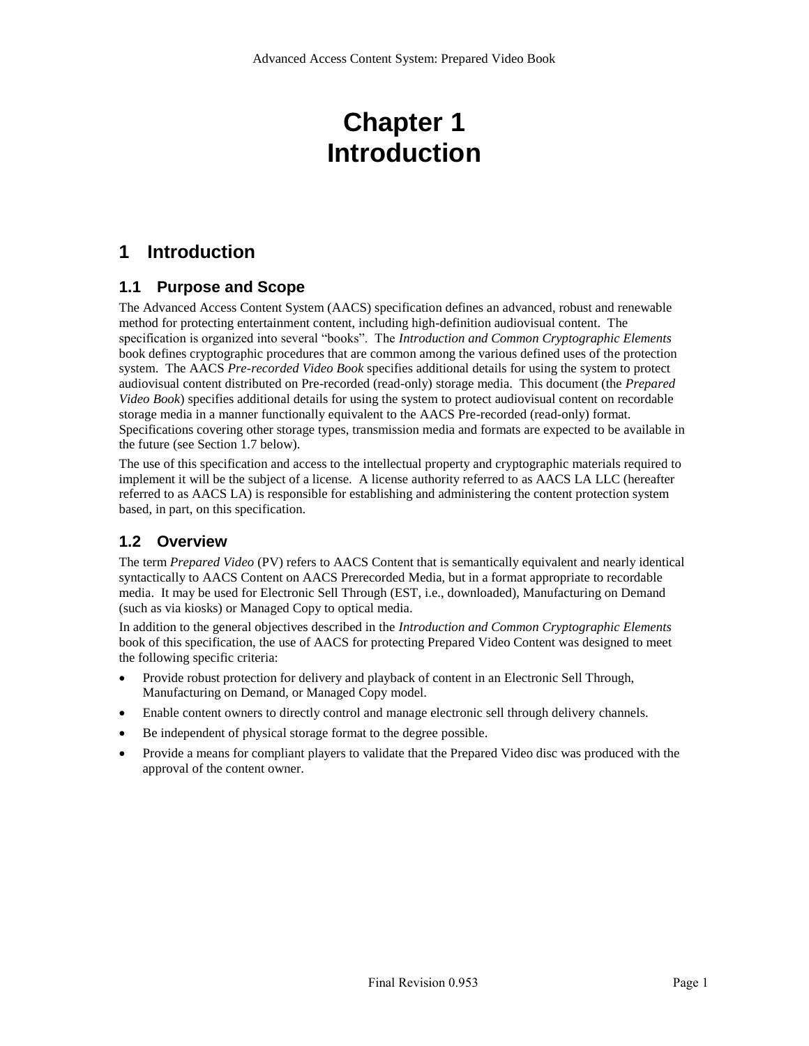# Chapter 1
# Introduction

## 1 Introduction

### 1.1 Purpose and Scope

The Advanced Access Content System (AACS) specification defines an advanced, robust and renewable method for protecting entertainment content, including high-definition audiovisual content. The specification is organized into several "books". The *Introduction and Common Cryptographic Elements* book defines cryptographic procedures that are common among the various defined uses of the protection system. The AACS *Pre-recorded Video Book* specifies additional details for using the system to protect audiovisual content distributed on Pre-recorded (read-only) storage media. This document (the *Prepared Video Book*) specifies additional details for using the system to protect audiovisual content on recordable storage media in a manner functionally equivalent to the AACS Pre-recorded (read-only) format. Specifications covering other storage types, transmission media and formats are expected to be available in the future (see Section 1.7 below).

The use of this specification and access to the intellectual property and cryptographic materials required to implement it will be the subject of a license. A license authority referred to as AACS LA LLC (hereafter referred to as AACS LA) is responsible for establishing and administering the content protection system based, in part, on this specification.

### 1.2 Overview

The term *Prepared Video* (PV) refers to AACS Content that is semantically equivalent and nearly identical syntactically to AACS Content on AACS Prerecorded Media, but in a format appropriate to recordable media. It may be used for Electronic Sell Through (EST, i.e., downloaded), Manufacturing on Demand (such as via kiosks) or Managed Copy to optical media.

In addition to the general objectives described in the *Introduction and Common Cryptographic Elements* book of this specification, the use of AACS for protecting Prepared Video Content was designed to meet the following specific criteria:

- Provide robust protection for delivery and playback of content in an Electronic Sell Through, Manufacturing on Demand, or Managed Copy model.
- Enable content owners to directly control and manage electronic sell through delivery channels.
- Be independent of physical storage format to the degree possible.
- Provide a means for compliant players to validate that the Prepared Video disc was produced with the approval of the content owner.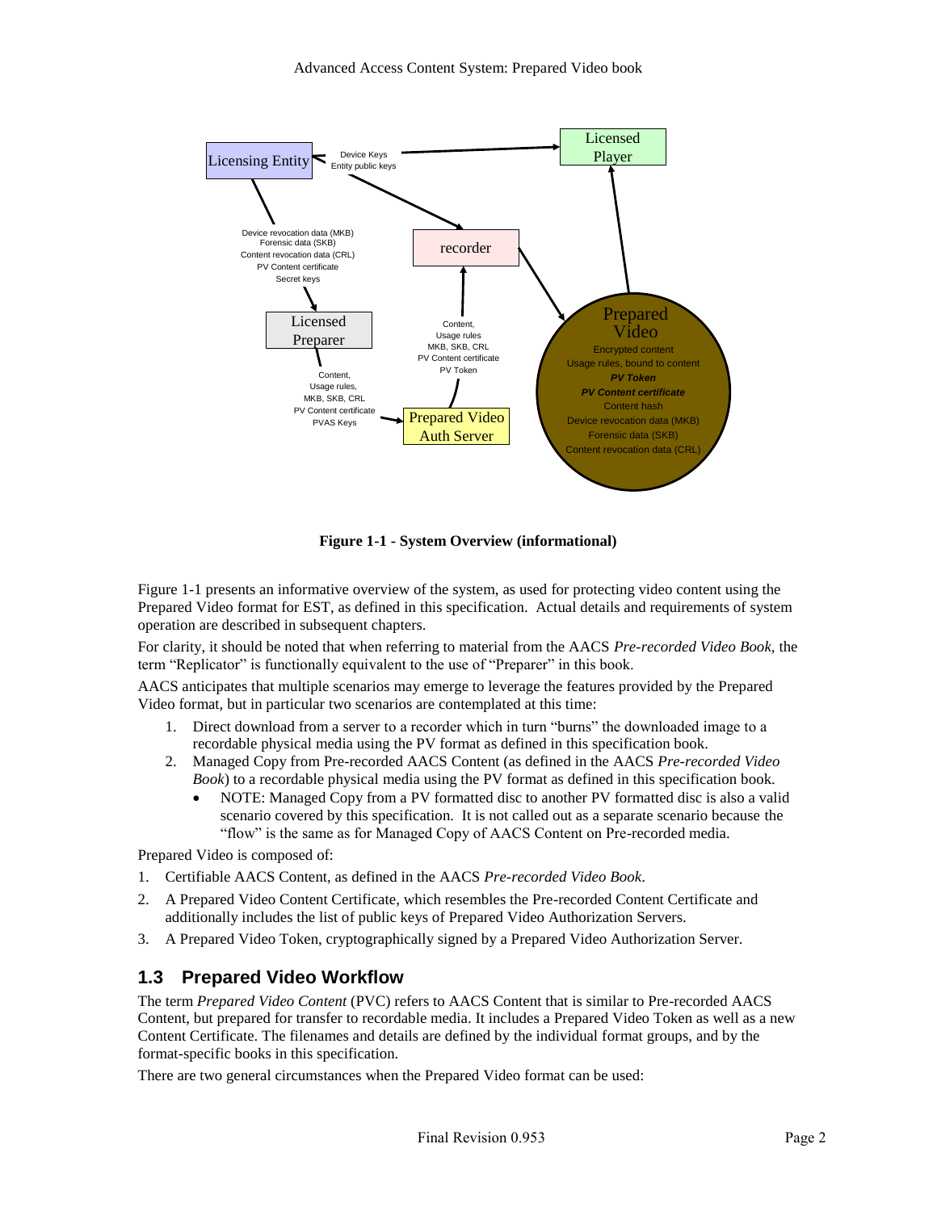**Figure 1-1 - System Overview (informational)**

Figure 1-1 presents an informative overview of the system, as used for protecting video content using the Prepared Video format for EST, as defined in this specification. Actual details and requirements of system operation are described in subsequent chapters.

For clarity, it should be noted that when referring to material from the AACS *Pre-recorded Video Book*, the term "Replicator" is functionally equivalent to the use of "Preparer" in this book.

AACS anticipates that multiple scenarios may emerge to leverage the features provided by the Prepared Video format, but in particular two scenarios are contemplated at this time:

1. Direct download from a server to a recorder which in turn "burns" the downloaded image to a recordable physical media using the PV format as defined in this specification book.
2. Managed Copy from Pre-recorded AACS Content (as defined in the AACS *Pre-recorded Video Book*) to a recordable physical media using the PV format as defined in this specification book.
   - NOTE: Managed Copy from a PV formatted disc to another PV formatted disc is also a valid scenario covered by this specification. It is not called out as a separate scenario because the "flow" is the same as for Managed Copy of AACS Content on Pre-recorded media.

Prepared Video is composed of:

1. Certifiable AACS Content, as defined in the AACS *Pre-recorded Video Book*.
2. A Prepared Video Content Certificate, which resembles the Pre-recorded Content Certificate and additionally includes the list of public keys of Prepared Video Authorization Servers.
3. A Prepared Video Token, cryptographically signed by a Prepared Video Authorization Server.

## 1.3 Prepared Video Workflow

The term *Prepared Video Content* (PVC) refers to AACS Content that is similar to Pre-recorded AACS Content, but prepared for transfer to recordable media. It includes a Prepared Video Token as well as a new Content Certificate. The filenames and details are defined by the individual format groups, and by the format-specific books in this specification.

There are two general circumstances when the Prepared Video format can be used: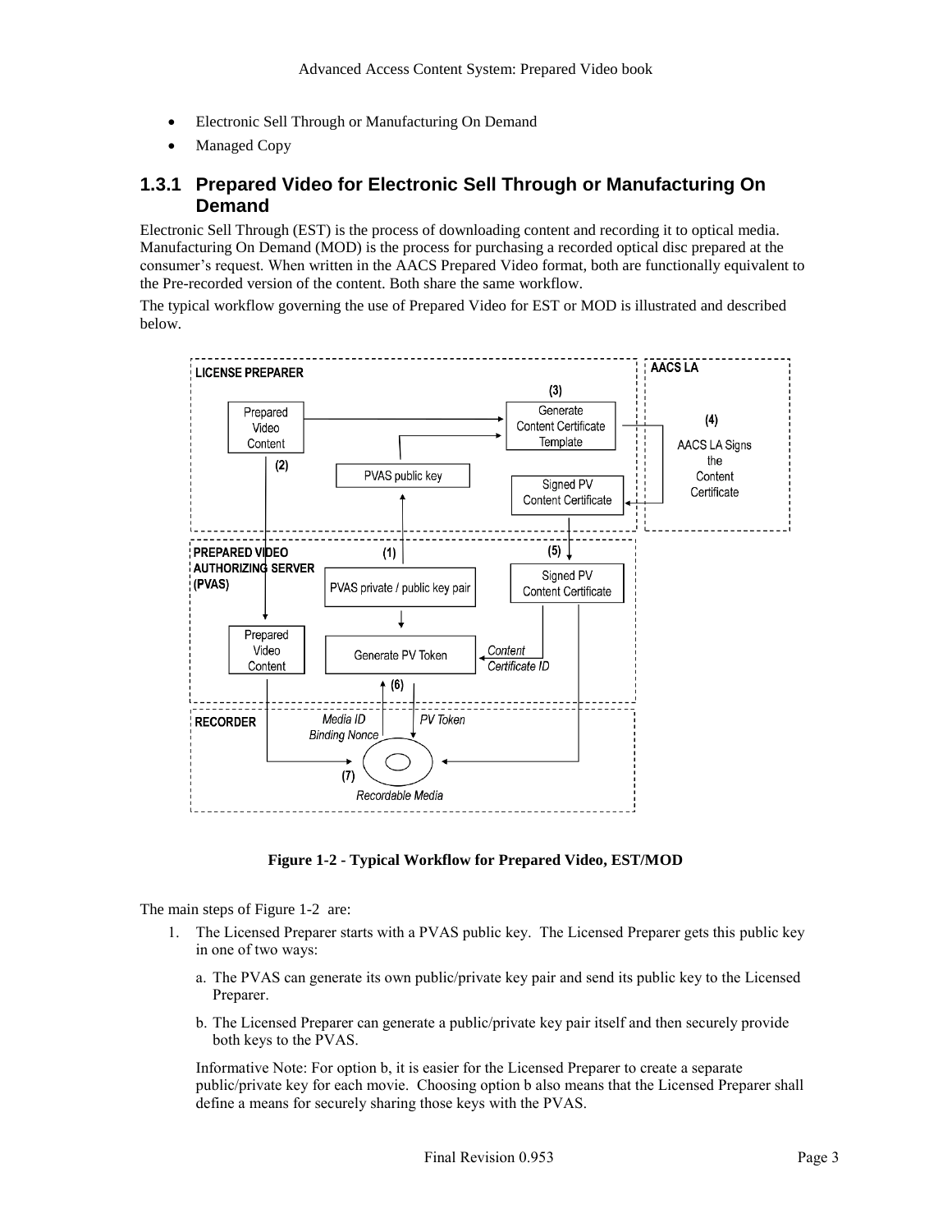- Electronic Sell Through or Manufacturing On Demand
- Managed Copy

### 1.3.1 Prepared Video for Electronic Sell Through or Manufacturing On Demand

Electronic Sell Through (EST) is the process of downloading content and recording it to optical media. Manufacturing On Demand (MOD) is the process for purchasing a recorded optical disc prepared at the consumer's request. When written in the AACS Prepared Video format, both are functionally equivalent to the Pre-recorded version of the content. Both share the same workflow.

The typical workflow governing the use of Prepared Video for EST or MOD is illustrated and described below.

**Figure 1-2 - Typical Workflow for Prepared Video, EST/MOD**

The main steps of Figure 1-2 are:

1. The Licensed Preparer starts with a PVAS public key. The Licensed Preparer gets this public key in one of two ways:

   a. The PVAS can generate its own public/private key pair and send its public key to the Licensed Preparer.

   b. The Licensed Preparer can generate a public/private key pair itself and then securely provide both keys to the PVAS.

   Informative Note: For option b, it is easier for the Licensed Preparer to create a separate public/private key for each movie. Choosing option b also means that the Licensed Preparer shall define a means for securely sharing those keys with the PVAS.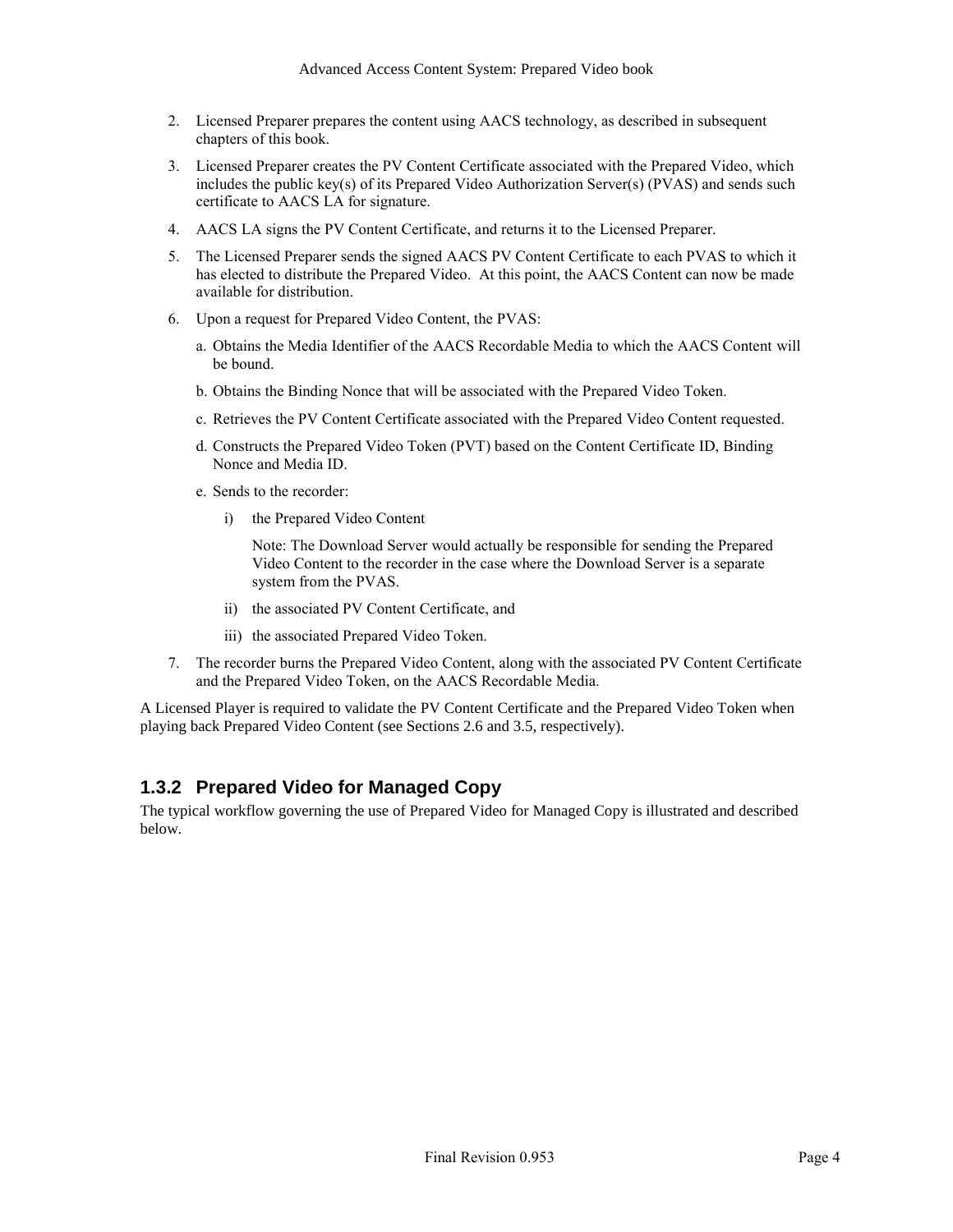2. Licensed Preparer prepares the content using AACS technology, as described in subsequent chapters of this book.
3. Licensed Preparer creates the PV Content Certificate associated with the Prepared Video, which includes the public key(s) of its Prepared Video Authorization Server(s) (PVAS) and sends such certificate to AACS LA for signature.
4. AACS LA signs the PV Content Certificate, and returns it to the Licensed Preparer.
5. The Licensed Preparer sends the signed AACS PV Content Certificate to each PVAS to which it has elected to distribute the Prepared Video. At this point, the AACS Content can now be made available for distribution.
6. Upon a request for Prepared Video Content, the PVAS:
   a. Obtains the Media Identifier of the AACS Recordable Media to which the AACS Content will be bound.
   b. Obtains the Binding Nonce that will be associated with the Prepared Video Token.
   c. Retrieves the PV Content Certificate associated with the Prepared Video Content requested.
   d. Constructs the Prepared Video Token (PVT) based on the Content Certificate ID, Binding Nonce and Media ID.
   e. Sends to the recorder:
      i) the Prepared Video Content

         Note: The Download Server would actually be responsible for sending the Prepared Video Content to the recorder in the case where the Download Server is a separate system from the PVAS.

      ii) the associated PV Content Certificate, and
      iii) the associated Prepared Video Token.
7. The recorder burns the Prepared Video Content, along with the associated PV Content Certificate and the Prepared Video Token, on the AACS Recordable Media.

A Licensed Player is required to validate the PV Content Certificate and the Prepared Video Token when playing back Prepared Video Content (see Sections 2.6 and 3.5, respectively).

### 1.3.2 Prepared Video for Managed Copy

The typical workflow governing the use of Prepared Video for Managed Copy is illustrated and described below.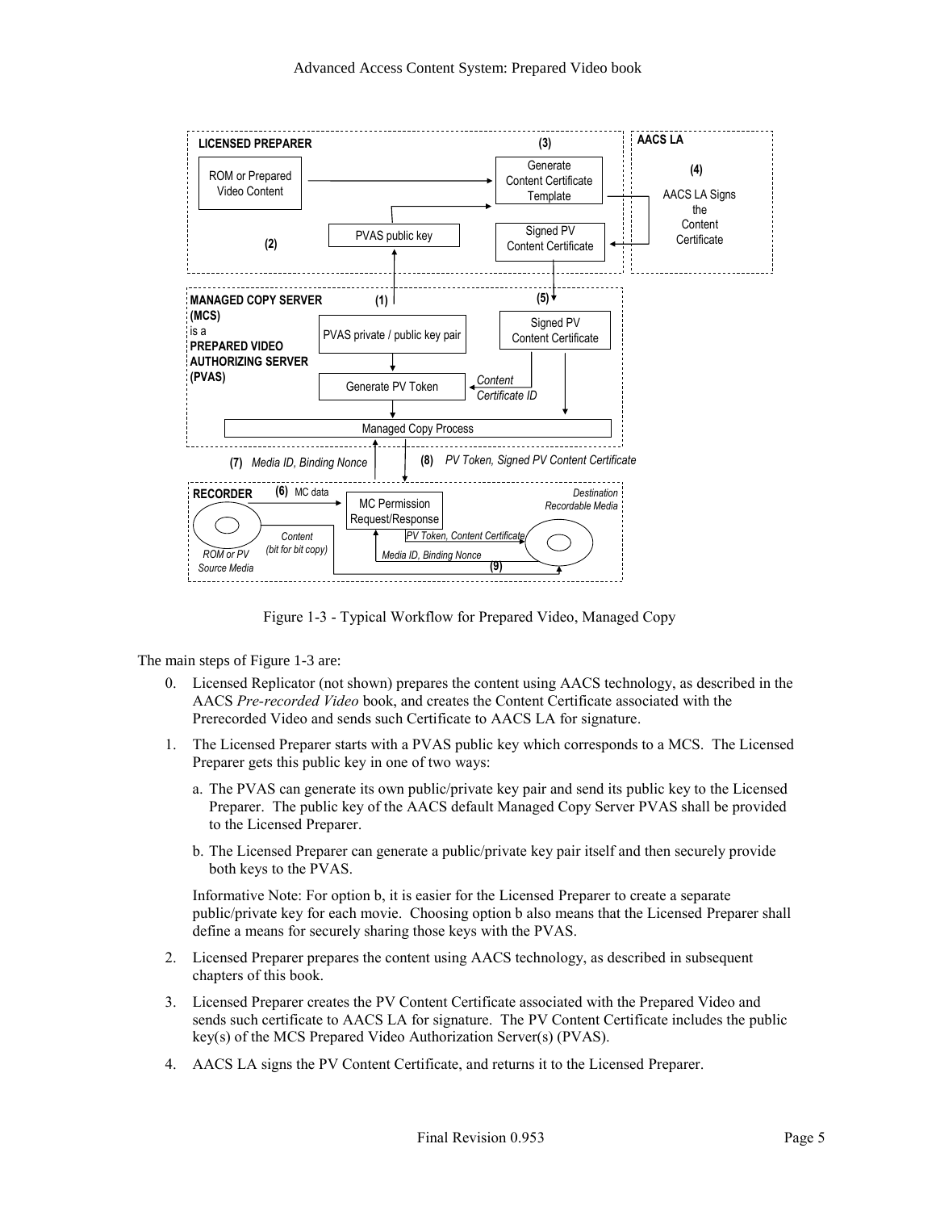Figure 1-3 - Typical Workflow for Prepared Video, Managed Copy

The main steps of Figure 1-3 are:

0. Licensed Replicator (not shown) prepares the content using AACS technology, as described in the AACS *Pre-recorded Video* book, and creates the Content Certificate associated with the Prerecorded Video and sends such Certificate to AACS LA for signature.

1. The Licensed Preparer starts with a PVAS public key which corresponds to a MCS. The Licensed Preparer gets this public key in one of two ways:

   a. The PVAS can generate its own public/private key pair and send its public key to the Licensed Preparer. The public key of the AACS default Managed Copy Server PVAS shall be provided to the Licensed Preparer.

   b. The Licensed Preparer can generate a public/private key pair itself and then securely provide both keys to the PVAS.

   Informative Note: For option b, it is easier for the Licensed Preparer to create a separate public/private key for each movie. Choosing option b also means that the Licensed Preparer shall define a means for securely sharing those keys with the PVAS.

2. Licensed Preparer prepares the content using AACS technology, as described in subsequent chapters of this book.

3. Licensed Preparer creates the PV Content Certificate associated with the Prepared Video and sends such certificate to AACS LA for signature. The PV Content Certificate includes the public key(s) of the MCS Prepared Video Authorization Server(s) (PVAS).

4. AACS LA signs the PV Content Certificate, and returns it to the Licensed Preparer.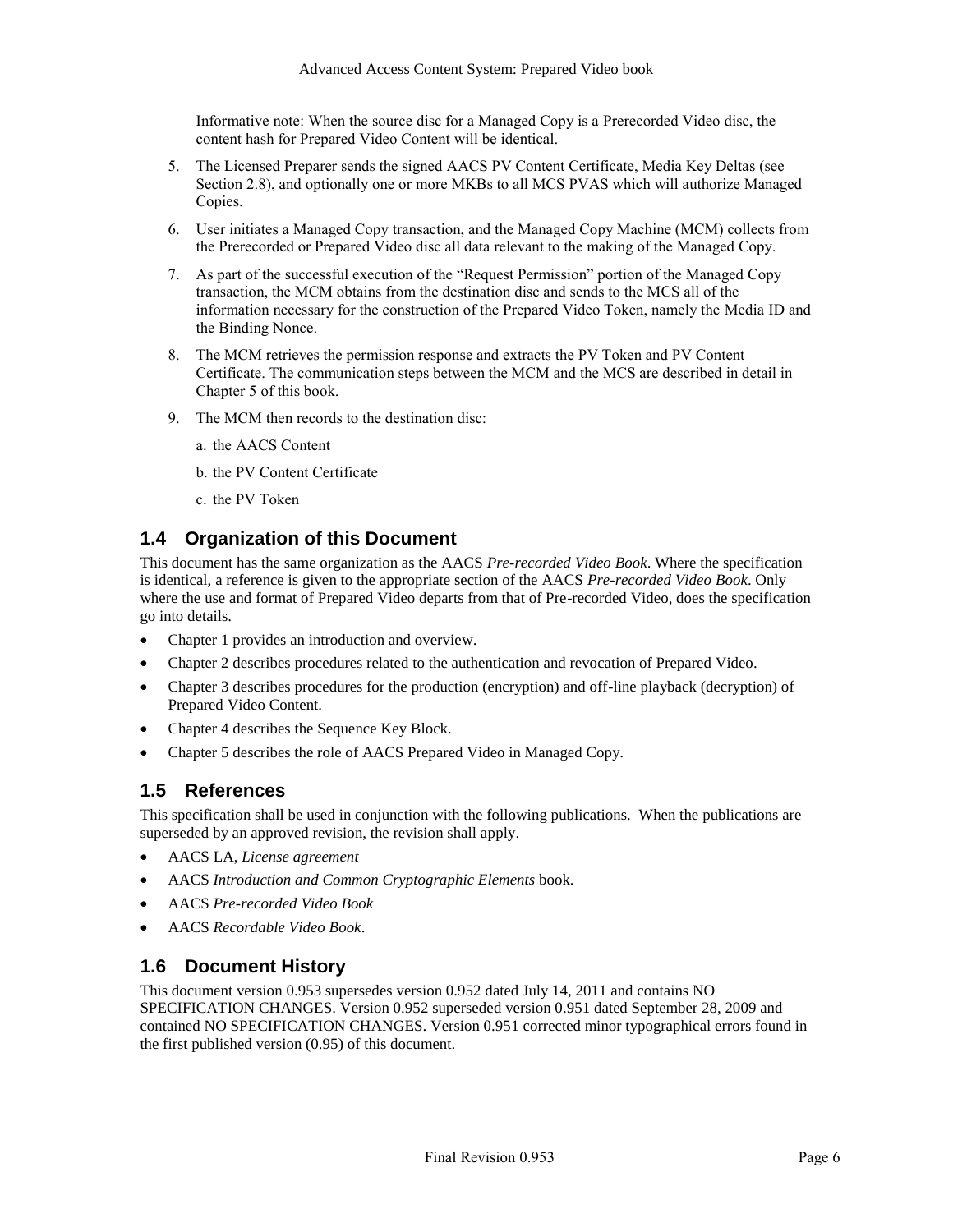Informative note: When the source disc for a Managed Copy is a Prerecorded Video disc, the content hash for Prepared Video Content will be identical.

5. The Licensed Preparer sends the signed AACS PV Content Certificate, Media Key Deltas (see Section 2.8), and optionally one or more MKBs to all MCS PVAS which will authorize Managed Copies.
6. User initiates a Managed Copy transaction, and the Managed Copy Machine (MCM) collects from the Prerecorded or Prepared Video disc all data relevant to the making of the Managed Copy.
7. As part of the successful execution of the "Request Permission" portion of the Managed Copy transaction, the MCM obtains from the destination disc and sends to the MCS all of the information necessary for the construction of the Prepared Video Token, namely the Media ID and the Binding Nonce.
8. The MCM retrieves the permission response and extracts the PV Token and PV Content Certificate. The communication steps between the MCM and the MCS are described in detail in Chapter 5 of this book.
9. The MCM then records to the destination disc:

   a. the AACS Content

   b. the PV Content Certificate

   c. the PV Token

## 1.4 Organization of this Document

This document has the same organization as the AACS *Pre-recorded Video Book*. Where the specification is identical, a reference is given to the appropriate section of the AACS *Pre-recorded Video Book*. Only where the use and format of Prepared Video departs from that of Pre-recorded Video, does the specification go into details.

- Chapter 1 provides an introduction and overview.
- Chapter 2 describes procedures related to the authentication and revocation of Prepared Video.
- Chapter 3 describes procedures for the production (encryption) and off-line playback (decryption) of Prepared Video Content.
- Chapter 4 describes the Sequence Key Block.
- Chapter 5 describes the role of AACS Prepared Video in Managed Copy.

## 1.5 References

This specification shall be used in conjunction with the following publications. When the publications are superseded by an approved revision, the revision shall apply.

- AACS LA, *License agreement*
- AACS *Introduction and Common Cryptographic Elements* book.
- AACS *Pre-recorded Video Book*
- AACS *Recordable Video Book*.

## 1.6 Document History

This document version 0.953 supersedes version 0.952 dated July 14, 2011 and contains NO SPECIFICATION CHANGES. Version 0.952 superseded version 0.951 dated September 28, 2009 and contained NO SPECIFICATION CHANGES. Version 0.951 corrected minor typographical errors found in the first published version (0.95) of this document.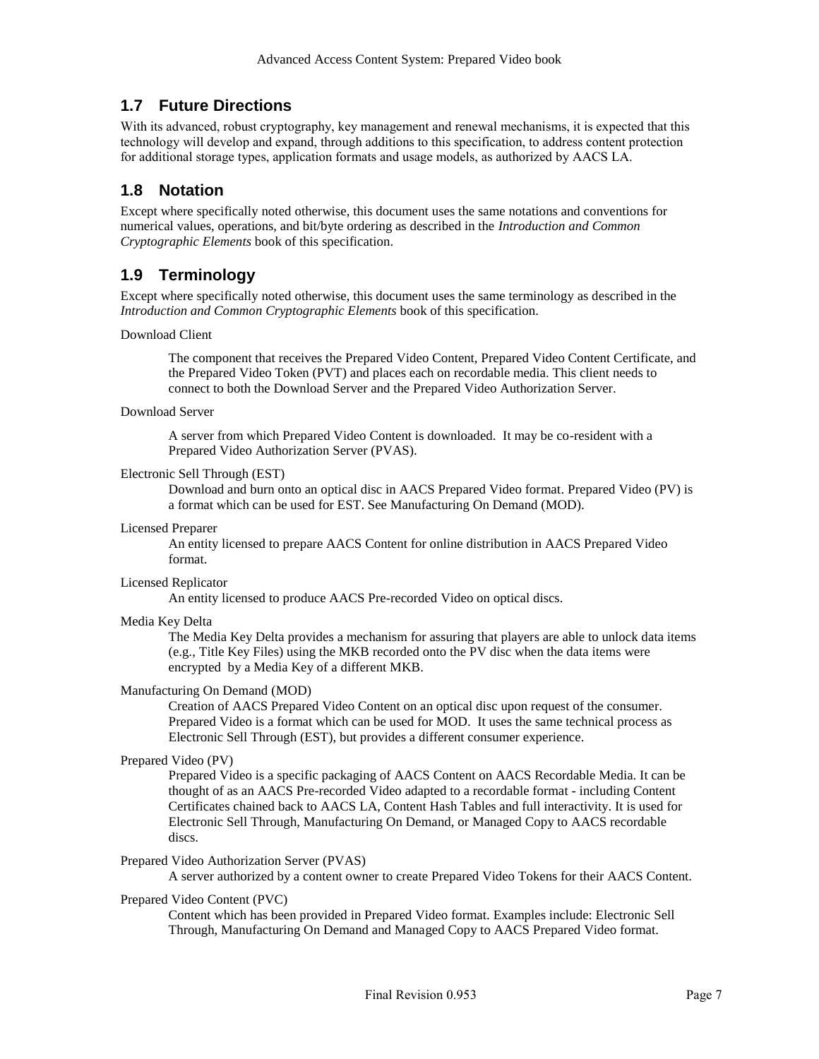## 1.7 Future Directions

With its advanced, robust cryptography, key management and renewal mechanisms, it is expected that this technology will develop and expand, through additions to this specification, to address content protection for additional storage types, application formats and usage models, as authorized by AACS LA.

## 1.8 Notation

Except where specifically noted otherwise, this document uses the same notations and conventions for numerical values, operations, and bit/byte ordering as described in the *Introduction and Common Cryptographic Elements* book of this specification.

## 1.9 Terminology

Except where specifically noted otherwise, this document uses the same terminology as described in the *Introduction and Common Cryptographic Elements* book of this specification.

Download Client

> The component that receives the Prepared Video Content, Prepared Video Content Certificate, and the Prepared Video Token (PVT) and places each on recordable media. This client needs to connect to both the Download Server and the Prepared Video Authorization Server.

Download Server

> A server from which Prepared Video Content is downloaded. It may be co-resident with a Prepared Video Authorization Server (PVAS).

Electronic Sell Through (EST)

> Download and burn onto an optical disc in AACS Prepared Video format. Prepared Video (PV) is a format which can be used for EST. See Manufacturing On Demand (MOD).

Licensed Preparer

> An entity licensed to prepare AACS Content for online distribution in AACS Prepared Video format.

Licensed Replicator

> An entity licensed to produce AACS Pre-recorded Video on optical discs.

Media Key Delta

> The Media Key Delta provides a mechanism for assuring that players are able to unlock data items (e.g., Title Key Files) using the MKB recorded onto the PV disc when the data items were encrypted by a Media Key of a different MKB.

Manufacturing On Demand (MOD)

> Creation of AACS Prepared Video Content on an optical disc upon request of the consumer. Prepared Video is a format which can be used for MOD. It uses the same technical process as Electronic Sell Through (EST), but provides a different consumer experience.

Prepared Video (PV)

> Prepared Video is a specific packaging of AACS Content on AACS Recordable Media. It can be thought of as an AACS Pre-recorded Video adapted to a recordable format - including Content Certificates chained back to AACS LA, Content Hash Tables and full interactivity. It is used for Electronic Sell Through, Manufacturing On Demand, or Managed Copy to AACS recordable discs.

Prepared Video Authorization Server (PVAS)

> A server authorized by a content owner to create Prepared Video Tokens for their AACS Content.

Prepared Video Content (PVC)

> Content which has been provided in Prepared Video format. Examples include: Electronic Sell Through, Manufacturing On Demand and Managed Copy to AACS Prepared Video format.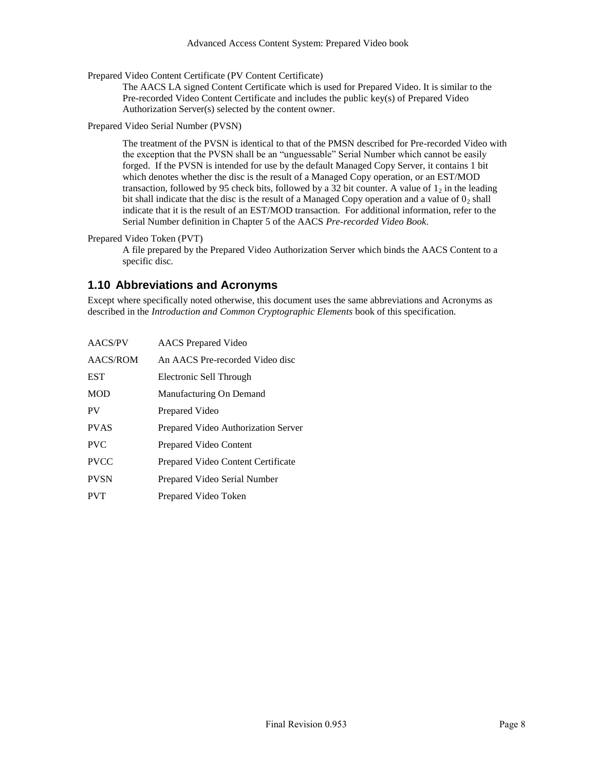Prepared Video Content Certificate (PV Content Certificate)

The AACS LA signed Content Certificate which is used for Prepared Video. It is similar to the Pre-recorded Video Content Certificate and includes the public key(s) of Prepared Video Authorization Server(s) selected by the content owner.

Prepared Video Serial Number (PVSN)

The treatment of the PVSN is identical to that of the PMSN described for Pre-recorded Video with the exception that the PVSN shall be an "unguessable" Serial Number which cannot be easily forged. If the PVSN is intended for use by the default Managed Copy Server, it contains 1 bit which denotes whether the disc is the result of a Managed Copy operation, or an EST/MOD transaction, followed by 95 check bits, followed by a 32 bit counter. A value of $1_2$ in the leading bit shall indicate that the disc is the result of a Managed Copy operation and a value of $0_2$ shall indicate that it is the result of an EST/MOD transaction. For additional information, refer to the Serial Number definition in Chapter 5 of the AACS *Pre-recorded Video Book*.

Prepared Video Token (PVT)

A file prepared by the Prepared Video Authorization Server which binds the AACS Content to a specific disc.

## 1.10 Abbreviations and Acronyms

Except where specifically noted otherwise, this document uses the same abbreviations and Acronyms as described in the *Introduction and Common Cryptographic Elements* book of this specification.

| | |
|---|---|
| AACS/PV | AACS Prepared Video |
| AACS/ROM | An AACS Pre-recorded Video disc |
| EST | Electronic Sell Through |
| MOD | Manufacturing On Demand |
| PV | Prepared Video |
| PVAS | Prepared Video Authorization Server |
| PVC | Prepared Video Content |
| PVCC | Prepared Video Content Certificate |
| PVSN | Prepared Video Serial Number |
| PVT | Prepared Video Token |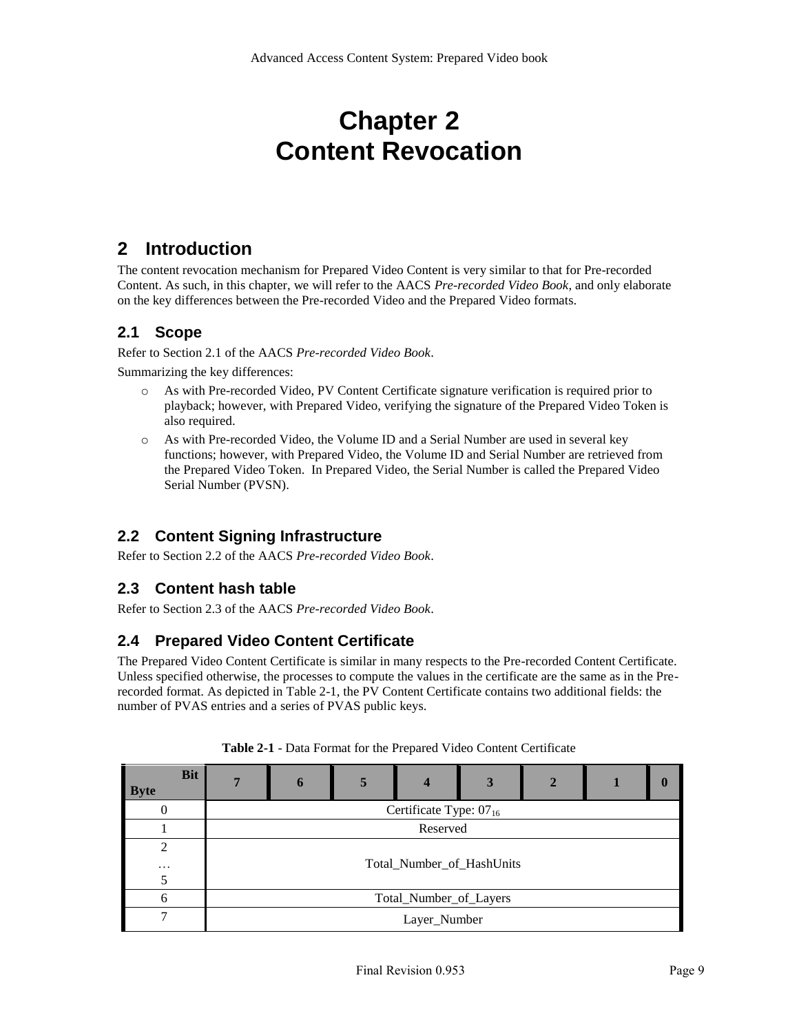# Chapter 2
# Content Revocation

## 2 Introduction

The content revocation mechanism for Prepared Video Content is very similar to that for Pre-recorded Content. As such, in this chapter, we will refer to the AACS *Pre-recorded Video Book*, and only elaborate on the key differences between the Pre-recorded Video and the Prepared Video formats.

### 2.1 Scope

Refer to Section 2.1 of the AACS *Pre-recorded Video Book*.

Summarizing the key differences:

- As with Pre-recorded Video, PV Content Certificate signature verification is required prior to playback; however, with Prepared Video, verifying the signature of the Prepared Video Token is also required.
- As with Pre-recorded Video, the Volume ID and a Serial Number are used in several key functions; however, with Prepared Video, the Volume ID and Serial Number are retrieved from the Prepared Video Token. In Prepared Video, the Serial Number is called the Prepared Video Serial Number (PVSN).

### 2.2 Content Signing Infrastructure

Refer to Section 2.2 of the AACS *Pre-recorded Video Book*.

### 2.3 Content hash table

Refer to Section 2.3 of the AACS *Pre-recorded Video Book*.

### 2.4 Prepared Video Content Certificate

The Prepared Video Content Certificate is similar in many respects to the Pre-recorded Content Certificate. Unless specified otherwise, the processes to compute the values in the certificate are the same as in the Pre-recorded format. As depicted in Table 2-1, the PV Content Certificate contains two additional fields: the number of PVAS entries and a series of PVAS public keys.

**Table 2-1** - Data Format for the Prepared Video Content Certificate

| Byte \ Bit | 7 | 6 | 5 | 4 | 3 | 2 | 1 | 0 |
|---|---|---|---|---|---|---|---|---|
| 0 | Certificate Type: $07_{16}$ | | | | | | | |
| 1 | Reserved | | | | | | | |
| 2 … 5 | Total_Number_of_HashUnits | | | | | | | |
| 6 | Total_Number_of_Layers | | | | | | | |
| 7 | Layer_Number | | | | | | | |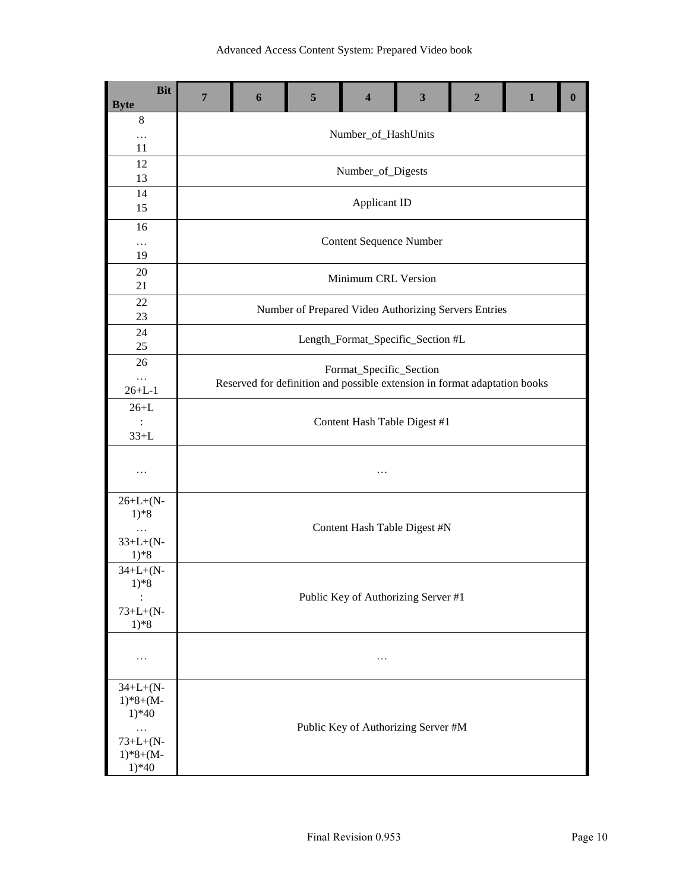| Bit / Byte | 7 | 6 | 5 | 4 | 3 | 2 | 1 | 0 |
|---|---|---|---|---|---|---|---|---|
| 8 … 11 | Number_of_HashUnits | | | | | | | |
| 12 13 | Number_of_Digests | | | | | | | |
| 14 15 | Applicant ID | | | | | | | |
| 16 … 19 | Content Sequence Number | | | | | | | |
| 20 21 | Minimum CRL Version | | | | | | | |
| 22 23 | Number of Prepared Video Authorizing Servers Entries | | | | | | | |
| 24 25 | Length_Format_Specific_Section #L | | | | | | | |
| 26 … 26+L-1 | Format_Specific_Section Reserved for definition and possible extension in format adaptation books | | | | | | | |
| 26+L : 33+L | Content Hash Table Digest #1 | | | | | | | |
| … | … | | | | | | | |
| 26+L+(N-1)*8 … 33+L+(N-1)*8 | Content Hash Table Digest #N | | | | | | | |
| 34+L+(N-1)*8 : 73+L+(N-1)*8 | Public Key of Authorizing Server #1 | | | | | | | |
| … | … | | | | | | | |
| 34+L+(N-1)*8+(M-1)*40 … 73+L+(N-1)*8+(M-1)*40 | Public Key of Authorizing Server #M | | | | | | | |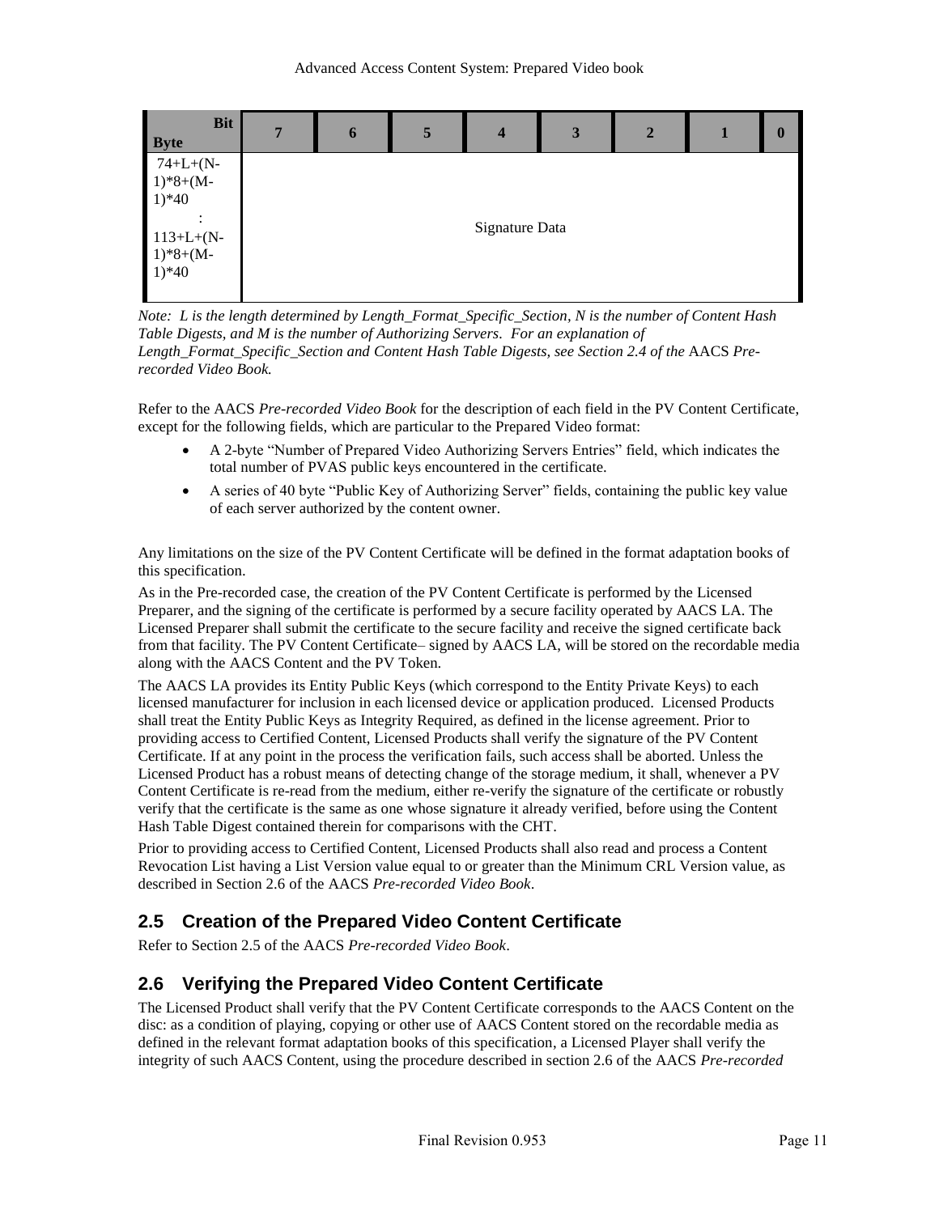| Bit<br>Byte | 7 | 6 | 5 | 4 | 3 | 2 | 1 | 0 |
|---|---|---|---|---|---|---|---|---|
| 74+L+(N-1)*8+(M-1)*40<br>:<br>113+L+(N-1)*8+(M-1)*40 | Signature Data | | | | | | | |

*Note: L is the length determined by Length_Format_Specific_Section, N is the number of Content Hash Table Digests, and M is the number of Authorizing Servers. For an explanation of Length_Format_Specific_Section and Content Hash Table Digests, see Section 2.4 of the* AACS *Pre-recorded Video Book.*

Refer to the AACS *Pre-recorded Video Book* for the description of each field in the PV Content Certificate, except for the following fields, which are particular to the Prepared Video format:

- A 2-byte "Number of Prepared Video Authorizing Servers Entries" field, which indicates the total number of PVAS public keys encountered in the certificate.
- A series of 40 byte "Public Key of Authorizing Server" fields, containing the public key value of each server authorized by the content owner.

Any limitations on the size of the PV Content Certificate will be defined in the format adaptation books of this specification.

As in the Pre-recorded case, the creation of the PV Content Certificate is performed by the Licensed Preparer, and the signing of the certificate is performed by a secure facility operated by AACS LA. The Licensed Preparer shall submit the certificate to the secure facility and receive the signed certificate back from that facility. The PV Content Certificate– signed by AACS LA, will be stored on the recordable media along with the AACS Content and the PV Token.

The AACS LA provides its Entity Public Keys (which correspond to the Entity Private Keys) to each licensed manufacturer for inclusion in each licensed device or application produced. Licensed Products shall treat the Entity Public Keys as Integrity Required, as defined in the license agreement. Prior to providing access to Certified Content, Licensed Products shall verify the signature of the PV Content Certificate. If at any point in the process the verification fails, such access shall be aborted. Unless the Licensed Product has a robust means of detecting change of the storage medium, it shall, whenever a PV Content Certificate is re-read from the medium, either re-verify the signature of the certificate or robustly verify that the certificate is the same as one whose signature it already verified, before using the Content Hash Table Digest contained therein for comparisons with the CHT.

Prior to providing access to Certified Content, Licensed Products shall also read and process a Content Revocation List having a List Version value equal to or greater than the Minimum CRL Version value, as described in Section 2.6 of the AACS *Pre-recorded Video Book*.

## 2.5 Creation of the Prepared Video Content Certificate

Refer to Section 2.5 of the AACS *Pre-recorded Video Book*.

## 2.6 Verifying the Prepared Video Content Certificate

The Licensed Product shall verify that the PV Content Certificate corresponds to the AACS Content on the disc: as a condition of playing, copying or other use of AACS Content stored on the recordable media as defined in the relevant format adaptation books of this specification, a Licensed Player shall verify the integrity of such AACS Content, using the procedure described in section 2.6 of the AACS *Pre-recorded*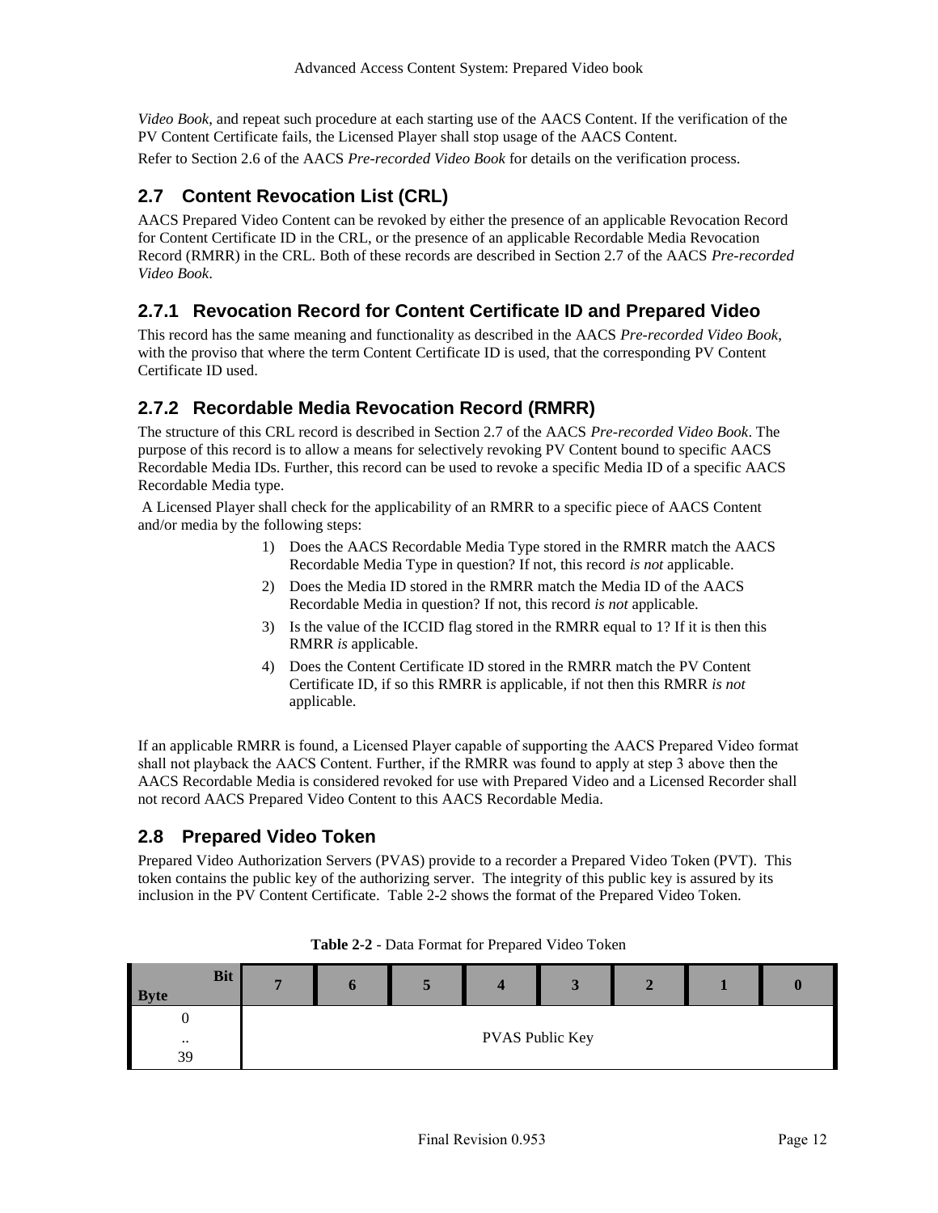*Video Book*, and repeat such procedure at each starting use of the AACS Content. If the verification of the PV Content Certificate fails, the Licensed Player shall stop usage of the AACS Content.

Refer to Section 2.6 of the AACS *Pre-recorded Video Book* for details on the verification process.

## 2.7 Content Revocation List (CRL)

AACS Prepared Video Content can be revoked by either the presence of an applicable Revocation Record for Content Certificate ID in the CRL, or the presence of an applicable Recordable Media Revocation Record (RMRR) in the CRL. Both of these records are described in Section 2.7 of the AACS *Pre-recorded Video Book*.

### 2.7.1 Revocation Record for Content Certificate ID and Prepared Video

This record has the same meaning and functionality as described in the AACS *Pre-recorded Video Book*, with the proviso that where the term Content Certificate ID is used, that the corresponding PV Content Certificate ID used.

### 2.7.2 Recordable Media Revocation Record (RMRR)

The structure of this CRL record is described in Section 2.7 of the AACS *Pre-recorded Video Book*. The purpose of this record is to allow a means for selectively revoking PV Content bound to specific AACS Recordable Media IDs. Further, this record can be used to revoke a specific Media ID of a specific AACS Recordable Media type.

A Licensed Player shall check for the applicability of an RMRR to a specific piece of AACS Content and/or media by the following steps:

1) Does the AACS Recordable Media Type stored in the RMRR match the AACS Recordable Media Type in question? If not, this record *is not* applicable.
2) Does the Media ID stored in the RMRR match the Media ID of the AACS Recordable Media in question? If not, this record *is not* applicable.
3) Is the value of the ICCID flag stored in the RMRR equal to 1? If it is then this RMRR *is* applicable.
4) Does the Content Certificate ID stored in the RMRR match the PV Content Certificate ID, if so this RMRR is applicable, if not then this RMRR *is not* applicable.

If an applicable RMRR is found, a Licensed Player capable of supporting the AACS Prepared Video format shall not playback the AACS Content. Further, if the RMRR was found to apply at step 3 above then the AACS Recordable Media is considered revoked for use with Prepared Video and a Licensed Recorder shall not record AACS Prepared Video Content to this AACS Recordable Media.

## 2.8 Prepared Video Token

Prepared Video Authorization Servers (PVAS) provide to a recorder a Prepared Video Token (PVT). This token contains the public key of the authorizing server. The integrity of this public key is assured by its inclusion in the PV Content Certificate. Table 2-2 shows the format of the Prepared Video Token.

**Table 2-2** - Data Format for Prepared Video Token

| Byte \ Bit | 7 | 6 | 5 | 4 | 3 | 2 | 1 | 0 |
|---|---|---|---|---|---|---|---|---|
| 0 .. 39 | PVAS Public Key | | | | | | | |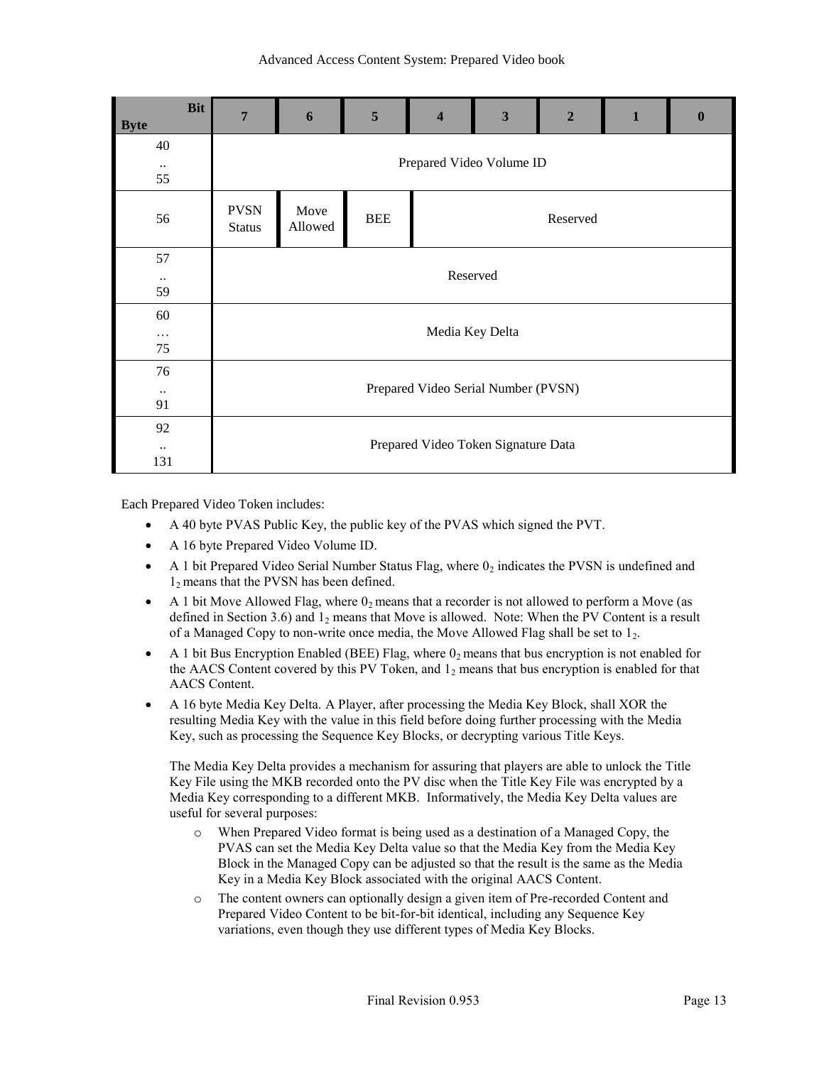| Byte \ Bit | 7 | 6 | 5 | 4 | 3 | 2 | 1 | 0 |
|---|---|---|---|---|---|---|---|---|
| 40 .. 55 | Prepared Video Volume ID | | | | | | | |
| 56 | PVSN Status | Move Allowed | BEE | Reserved | | | | |
| 57 .. 59 | Reserved | | | | | | | |
| 60 … 75 | Media Key Delta | | | | | | | |
| 76 .. 91 | Prepared Video Serial Number (PVSN) | | | | | | | |
| 92 .. 131 | Prepared Video Token Signature Data | | | | | | | |

Each Prepared Video Token includes:

- A 40 byte PVAS Public Key, the public key of the PVAS which signed the PVT.
- A 16 byte Prepared Video Volume ID.
- A 1 bit Prepared Video Serial Number Status Flag, where $0_2$ indicates the PVSN is undefined and $1_2$ means that the PVSN has been defined.
- A 1 bit Move Allowed Flag, where $0_2$ means that a recorder is not allowed to perform a Move (as defined in Section 3.6) and $1_2$ means that Move is allowed. Note: When the PV Content is a result of a Managed Copy to non-write once media, the Move Allowed Flag shall be set to $1_2$.
- A 1 bit Bus Encryption Enabled (BEE) Flag, where $0_2$ means that bus encryption is not enabled for the AACS Content covered by this PV Token, and $1_2$ means that bus encryption is enabled for that AACS Content.
- A 16 byte Media Key Delta. A Player, after processing the Media Key Block, shall XOR the resulting Media Key with the value in this field before doing further processing with the Media Key, such as processing the Sequence Key Blocks, or decrypting various Title Keys.

  The Media Key Delta provides a mechanism for assuring that players are able to unlock the Title Key File using the MKB recorded onto the PV disc when the Title Key File was encrypted by a Media Key corresponding to a different MKB. Informatively, the Media Key Delta values are useful for several purposes:

  - When Prepared Video format is being used as a destination of a Managed Copy, the PVAS can set the Media Key Delta value so that the Media Key from the Media Key Block in the Managed Copy can be adjusted so that the result is the same as the Media Key in a Media Key Block associated with the original AACS Content.
  - The content owners can optionally design a given item of Pre-recorded Content and Prepared Video Content to be bit-for-bit identical, including any Sequence Key variations, even though they use different types of Media Key Blocks.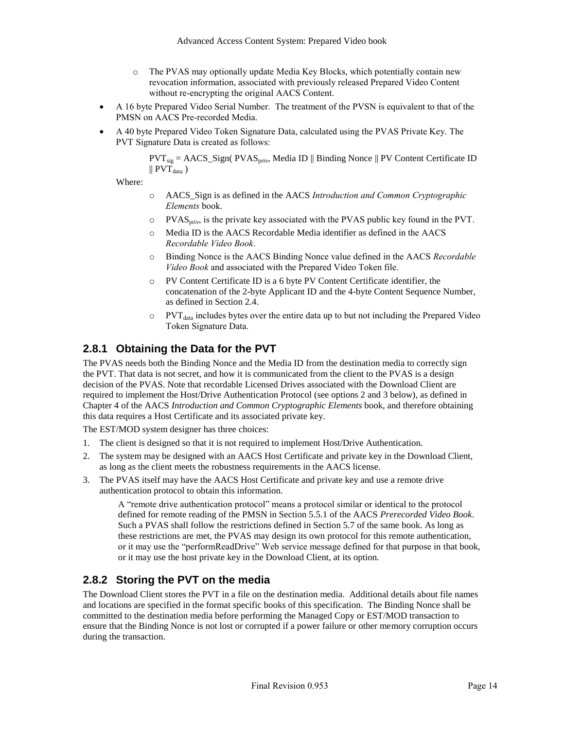- The PVAS may optionally update Media Key Blocks, which potentially contain new revocation information, associated with previously released Prepared Video Content without re-encrypting the original AACS Content.

- A 16 byte Prepared Video Serial Number. The treatment of the PVSN is equivalent to that of the PMSN on AACS Pre-recorded Media.
- A 40 byte Prepared Video Token Signature Data, calculated using the PVAS Private Key. The PVT Signature Data is created as follows:

  $PVT_{sig}$ = AACS_Sign( $PVAS_{priv}$, Media ID || Binding Nonce || PV Content Certificate ID || $PVT_{data}$ )

  Where:

  - AACS_Sign is as defined in the AACS *Introduction and Common Cryptographic Elements* book.
  - $PVAS_{priv}$, is the private key associated with the PVAS public key found in the PVT.
  - Media ID is the AACS Recordable Media identifier as defined in the AACS *Recordable Video Book*.
  - Binding Nonce is the AACS Binding Nonce value defined in the AACS *Recordable Video Book* and associated with the Prepared Video Token file.
  - PV Content Certificate ID is a 6 byte PV Content Certificate identifier, the concatenation of the 2-byte Applicant ID and the 4-byte Content Sequence Number, as defined in Section 2.4.
  - $PVT_{data}$ includes bytes over the entire data up to but not including the Prepared Video Token Signature Data.

### 2.8.1 Obtaining the Data for the PVT

The PVAS needs both the Binding Nonce and the Media ID from the destination media to correctly sign the PVT. That data is not secret, and how it is communicated from the client to the PVAS is a design decision of the PVAS. Note that recordable Licensed Drives associated with the Download Client are required to implement the Host/Drive Authentication Protocol (see options 2 and 3 below), as defined in Chapter 4 of the AACS *Introduction and Common Cryptographic Elements* book, and therefore obtaining this data requires a Host Certificate and its associated private key.

The EST/MOD system designer has three choices:

1. The client is designed so that it is not required to implement Host/Drive Authentication.
2. The system may be designed with an AACS Host Certificate and private key in the Download Client, as long as the client meets the robustness requirements in the AACS license.
3. The PVAS itself may have the AACS Host Certificate and private key and use a remote drive authentication protocol to obtain this information.

   A "remote drive authentication protocol" means a protocol similar or identical to the protocol defined for remote reading of the PMSN in Section 5.5.1 of the AACS *Prerecorded Video Book*. Such a PVAS shall follow the restrictions defined in Section 5.7 of the same book. As long as these restrictions are met, the PVAS may design its own protocol for this remote authentication, or it may use the "performReadDrive" Web service message defined for that purpose in that book, or it may use the host private key in the Download Client, at its option.

### 2.8.2 Storing the PVT on the media

The Download Client stores the PVT in a file on the destination media. Additional details about file names and locations are specified in the format specific books of this specification. The Binding Nonce shall be committed to the destination media before performing the Managed Copy or EST/MOD transaction to ensure that the Binding Nonce is not lost or corrupted if a power failure or other memory corruption occurs during the transaction.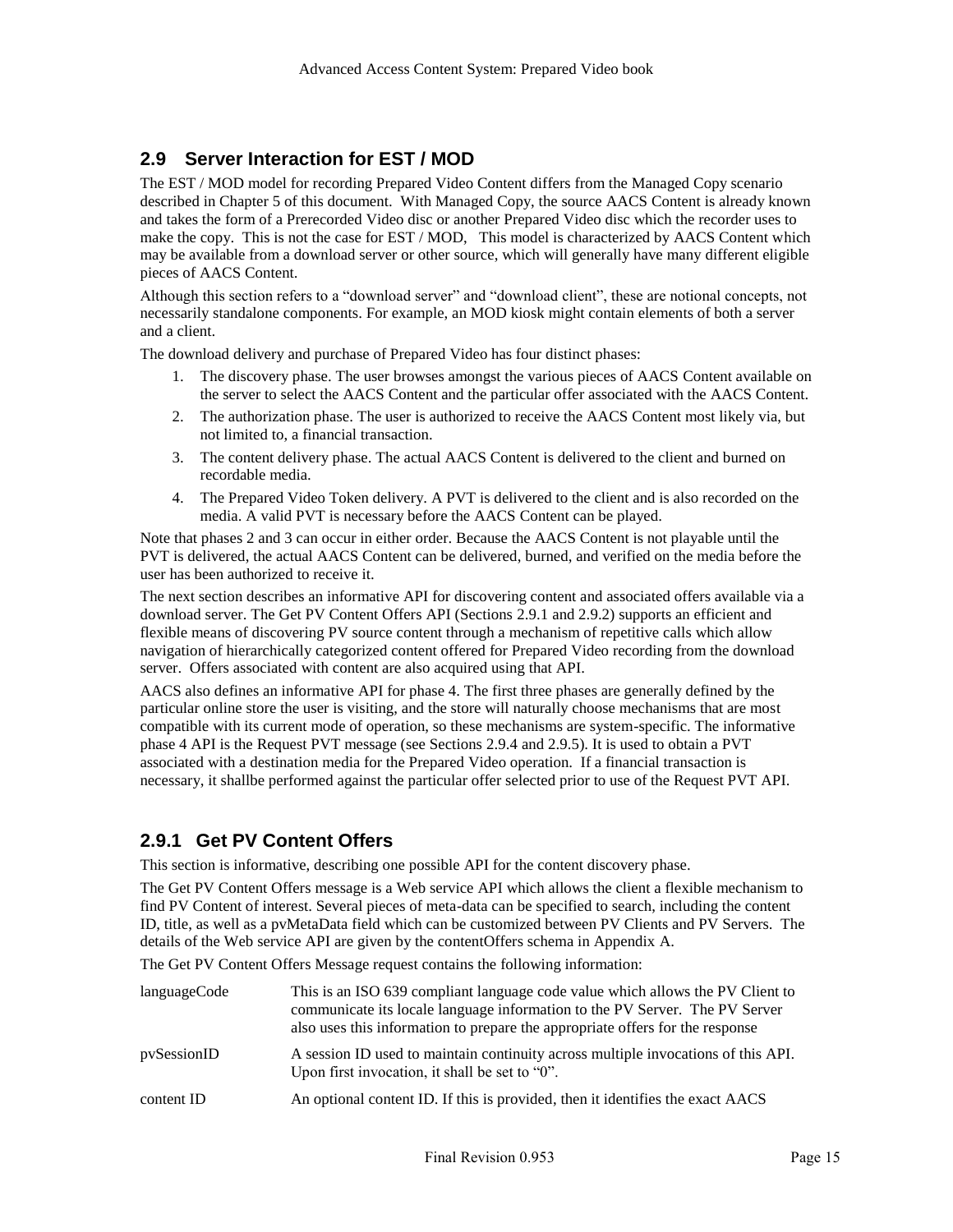## 2.9 Server Interaction for EST / MOD

The EST / MOD model for recording Prepared Video Content differs from the Managed Copy scenario described in Chapter 5 of this document. With Managed Copy, the source AACS Content is already known and takes the form of a Prerecorded Video disc or another Prepared Video disc which the recorder uses to make the copy. This is not the case for EST / MOD, This model is characterized by AACS Content which may be available from a download server or other source, which will generally have many different eligible pieces of AACS Content.

Although this section refers to a "download server" and "download client", these are notional concepts, not necessarily standalone components. For example, an MOD kiosk might contain elements of both a server and a client.

The download delivery and purchase of Prepared Video has four distinct phases:

1. The discovery phase. The user browses amongst the various pieces of AACS Content available on the server to select the AACS Content and the particular offer associated with the AACS Content.
2. The authorization phase. The user is authorized to receive the AACS Content most likely via, but not limited to, a financial transaction.
3. The content delivery phase. The actual AACS Content is delivered to the client and burned on recordable media.
4. The Prepared Video Token delivery. A PVT is delivered to the client and is also recorded on the media. A valid PVT is necessary before the AACS Content can be played.

Note that phases 2 and 3 can occur in either order. Because the AACS Content is not playable until the PVT is delivered, the actual AACS Content can be delivered, burned, and verified on the media before the user has been authorized to receive it.

The next section describes an informative API for discovering content and associated offers available via a download server. The Get PV Content Offers API (Sections 2.9.1 and 2.9.2) supports an efficient and flexible means of discovering PV source content through a mechanism of repetitive calls which allow navigation of hierarchically categorized content offered for Prepared Video recording from the download server. Offers associated with content are also acquired using that API.

AACS also defines an informative API for phase 4. The first three phases are generally defined by the particular online store the user is visiting, and the store will naturally choose mechanisms that are most compatible with its current mode of operation, so these mechanisms are system-specific. The informative phase 4 API is the Request PVT message (see Sections 2.9.4 and 2.9.5). It is used to obtain a PVT associated with a destination media for the Prepared Video operation. If a financial transaction is necessary, it shallbe performed against the particular offer selected prior to use of the Request PVT API.

### 2.9.1 Get PV Content Offers

This section is informative, describing one possible API for the content discovery phase.

The Get PV Content Offers message is a Web service API which allows the client a flexible mechanism to find PV Content of interest. Several pieces of meta-data can be specified to search, including the content ID, title, as well as a pvMetaData field which can be customized between PV Clients and PV Servers. The details of the Web service API are given by the contentOffers schema in Appendix A.

The Get PV Content Offers Message request contains the following information:

| | |
|---|---|
| languageCode | This is an ISO 639 compliant language code value which allows the PV Client to communicate its locale language information to the PV Server. The PV Server also uses this information to prepare the appropriate offers for the response |
| pvSessionID | A session ID used to maintain continuity across multiple invocations of this API. Upon first invocation, it shall be set to "0". |
| content ID | An optional content ID. If this is provided, then it identifies the exact AACS |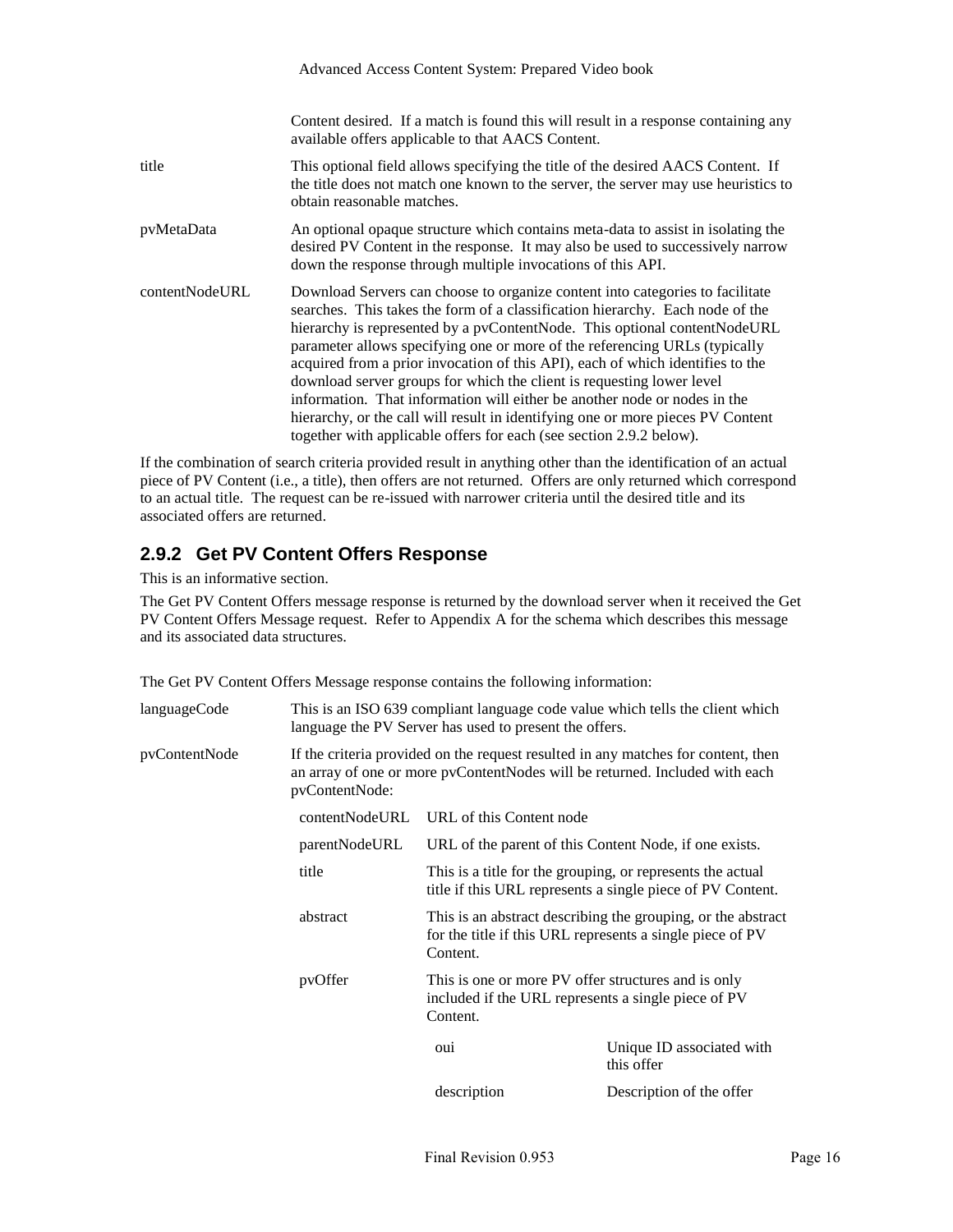Content desired. If a match is found this will result in a response containing any available offers applicable to that AACS Content.

| | |
|---|---|
| title | This optional field allows specifying the title of the desired AACS Content. If the title does not match one known to the server, the server may use heuristics to obtain reasonable matches. |
| pvMetaData | An optional opaque structure which contains meta-data to assist in isolating the desired PV Content in the response. It may also be used to successively narrow down the response through multiple invocations of this API. |
| contentNodeURL | Download Servers can choose to organize content into categories to facilitate searches. This takes the form of a classification hierarchy. Each node of the hierarchy is represented by a pvContentNode. This optional contentNodeURL parameter allows specifying one or more of the referencing URLs (typically acquired from a prior invocation of this API), each of which identifies to the download server groups for which the client is requesting lower level information. That information will either be another node or nodes in the hierarchy, or the call will result in identifying one or more pieces PV Content together with applicable offers for each (see section 2.9.2 below). |

If the combination of search criteria provided result in anything other than the identification of an actual piece of PV Content (i.e., a title), then offers are not returned. Offers are only returned which correspond to an actual title. The request can be re-issued with narrower criteria until the desired title and its associated offers are returned.

### 2.9.2 Get PV Content Offers Response

This is an informative section.

The Get PV Content Offers message response is returned by the download server when it received the Get PV Content Offers Message request. Refer to Appendix A for the schema which describes this message and its associated data structures.

The Get PV Content Offers Message response contains the following information:

| | | | |
|---|---|---|---|
| languageCode | This is an ISO 639 compliant language code value which tells the client which language the PV Server has used to present the offers. | | |
| pvContentNode | If the criteria provided on the request resulted in any matches for content, then an array of one or more pvContentNodes will be returned. Included with each pvContentNode: | | |
| | contentNodeURL | URL of this Content node | |
| | parentNodeURL | URL of the parent of this Content Node, if one exists. | |
| | title | This is a title for the grouping, or represents the actual title if this URL represents a single piece of PV Content. | |
| | abstract | This is an abstract describing the grouping, or the abstract for the title if this URL represents a single piece of PV Content. | |
| | pvOffer | This is one or more PV offer structures and is only included if the URL represents a single piece of PV Content. | |
| | | oui | Unique ID associated with this offer |
| | | description | Description of the offer |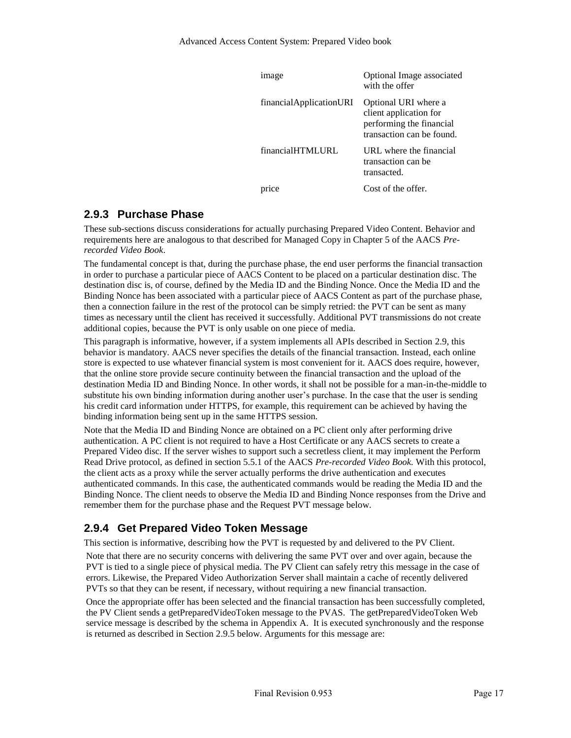| | |
|---|---|
| image | Optional Image associated with the offer |
| financialApplicationURI | Optional URI where a client application for performing the financial transaction can be found. |
| financialHTMLURL | URL where the financial transaction can be transacted. |
| price | Cost of the offer. |

### 2.9.3 Purchase Phase

These sub-sections discuss considerations for actually purchasing Prepared Video Content. Behavior and requirements here are analogous to that described for Managed Copy in Chapter 5 of the AACS *Pre-recorded Video Book*.

The fundamental concept is that, during the purchase phase, the end user performs the financial transaction in order to purchase a particular piece of AACS Content to be placed on a particular destination disc. The destination disc is, of course, defined by the Media ID and the Binding Nonce. Once the Media ID and the Binding Nonce has been associated with a particular piece of AACS Content as part of the purchase phase, then a connection failure in the rest of the protocol can be simply retried: the PVT can be sent as many times as necessary until the client has received it successfully. Additional PVT transmissions do not create additional copies, because the PVT is only usable on one piece of media.

This paragraph is informative, however, if a system implements all APIs described in Section 2.9, this behavior is mandatory. AACS never specifies the details of the financial transaction. Instead, each online store is expected to use whatever financial system is most convenient for it. AACS does require, however, that the online store provide secure continuity between the financial transaction and the upload of the destination Media ID and Binding Nonce. In other words, it shall not be possible for a man-in-the-middle to substitute his own binding information during another user's purchase. In the case that the user is sending his credit card information under HTTPS, for example, this requirement can be achieved by having the binding information being sent up in the same HTTPS session.

Note that the Media ID and Binding Nonce are obtained on a PC client only after performing drive authentication. A PC client is not required to have a Host Certificate or any AACS secrets to create a Prepared Video disc. If the server wishes to support such a secretless client, it may implement the Perform Read Drive protocol, as defined in section 5.5.1 of the AACS *Pre-recorded Video Book.* With this protocol, the client acts as a proxy while the server actually performs the drive authentication and executes authenticated commands. In this case, the authenticated commands would be reading the Media ID and the Binding Nonce. The client needs to observe the Media ID and Binding Nonce responses from the Drive and remember them for the purchase phase and the Request PVT message below.

### 2.9.4 Get Prepared Video Token Message

This section is informative, describing how the PVT is requested by and delivered to the PV Client.

Note that there are no security concerns with delivering the same PVT over and over again, because the PVT is tied to a single piece of physical media. The PV Client can safely retry this message in the case of errors. Likewise, the Prepared Video Authorization Server shall maintain a cache of recently delivered PVTs so that they can be resent, if necessary, without requiring a new financial transaction.

Once the appropriate offer has been selected and the financial transaction has been successfully completed, the PV Client sends a getPreparedVideoToken message to the PVAS. The getPreparedVideoToken Web service message is described by the schema in Appendix A. It is executed synchronously and the response is returned as described in Section 2.9.5 below. Arguments for this message are: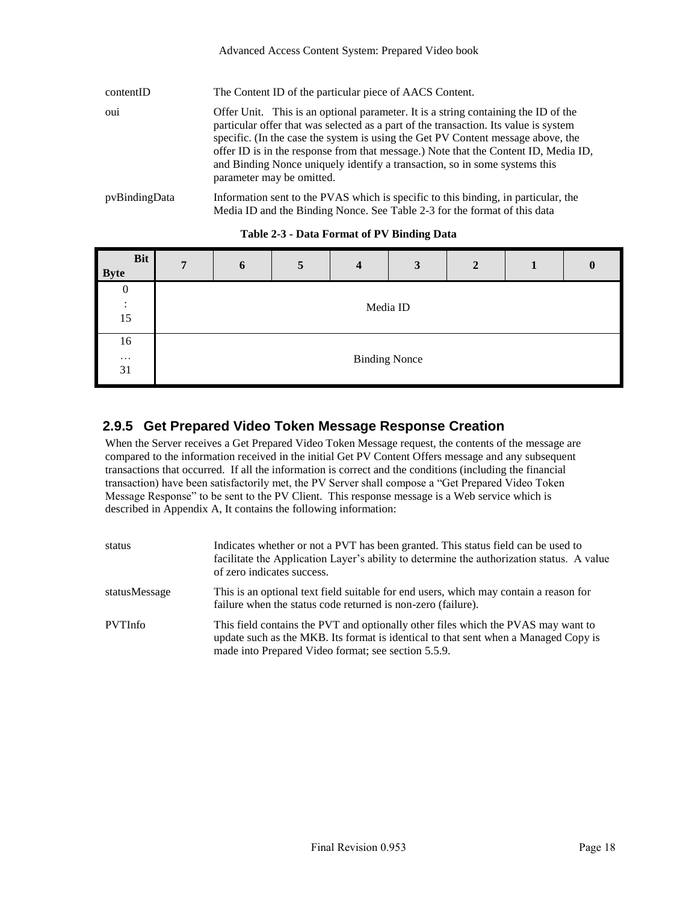| | |
|---|---|
| contentID | The Content ID of the particular piece of AACS Content. |
| oui | Offer Unit. This is an optional parameter. It is a string containing the ID of the particular offer that was selected as a part of the transaction. Its value is system specific. (In the case the system is using the Get PV Content message above, the offer ID is in the response from that message.) Note that the Content ID, Media ID, and Binding Nonce uniquely identify a transaction, so in some systems this parameter may be omitted. |
| pvBindingData | Information sent to the PVAS which is specific to this binding, in particular, the Media ID and the Binding Nonce. See Table 2-3 for the format of this data |

**Table 2-3 - Data Format of PV Binding Data**

| Byte \ Bit | 7 | 6 | 5 | 4 | 3 | 2 | 1 | 0 |
|---|---|---|---|---|---|---|---|---|
| 0 : 15 | Media ID | | | | | | | |
| 16 … 31 | Binding Nonce | | | | | | | |

### 2.9.5 Get Prepared Video Token Message Response Creation

When the Server receives a Get Prepared Video Token Message request, the contents of the message are compared to the information received in the initial Get PV Content Offers message and any subsequent transactions that occurred. If all the information is correct and the conditions (including the financial transaction) have been satisfactorily met, the PV Server shall compose a "Get Prepared Video Token Message Response" to be sent to the PV Client. This response message is a Web service which is described in Appendix A, It contains the following information:

| | |
|---|---|
| status | Indicates whether or not a PVT has been granted. This status field can be used to facilitate the Application Layer's ability to determine the authorization status. A value of zero indicates success. |
| statusMessage | This is an optional text field suitable for end users, which may contain a reason for failure when the status code returned is non-zero (failure). |
| PVTInfo | This field contains the PVT and optionally other files which the PVAS may want to update such as the MKB. Its format is identical to that sent when a Managed Copy is made into Prepared Video format; see section 5.5.9. |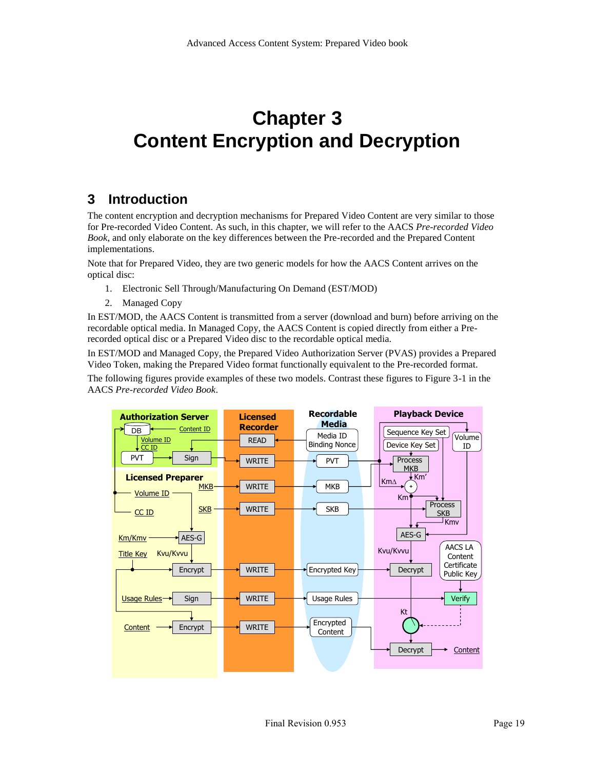# Chapter 3
# Content Encryption and Decryption

## 3 Introduction

The content encryption and decryption mechanisms for Prepared Video Content are very similar to those for Pre-recorded Video Content. As such, in this chapter, we will refer to the AACS *Pre-recorded Video Book*, and only elaborate on the key differences between the Pre-recorded and the Prepared Content implementations.

Note that for Prepared Video, they are two generic models for how the AACS Content arrives on the optical disc:

1. Electronic Sell Through/Manufacturing On Demand (EST/MOD)
2. Managed Copy

In EST/MOD, the AACS Content is transmitted from a server (download and burn) before arriving on the recordable optical media. In Managed Copy, the AACS Content is copied directly from either a Pre-recorded optical disc or a Prepared Video disc to the recordable optical media.

In EST/MOD and Managed Copy, the Prepared Video Authorization Server (PVAS) provides a Prepared Video Token, making the Prepared Video format functionally equivalent to the Pre-recorded format.

The following figures provide examples of these two models. Contrast these figures to Figure 3-1 in the AACS *Pre-recorded Video Book*.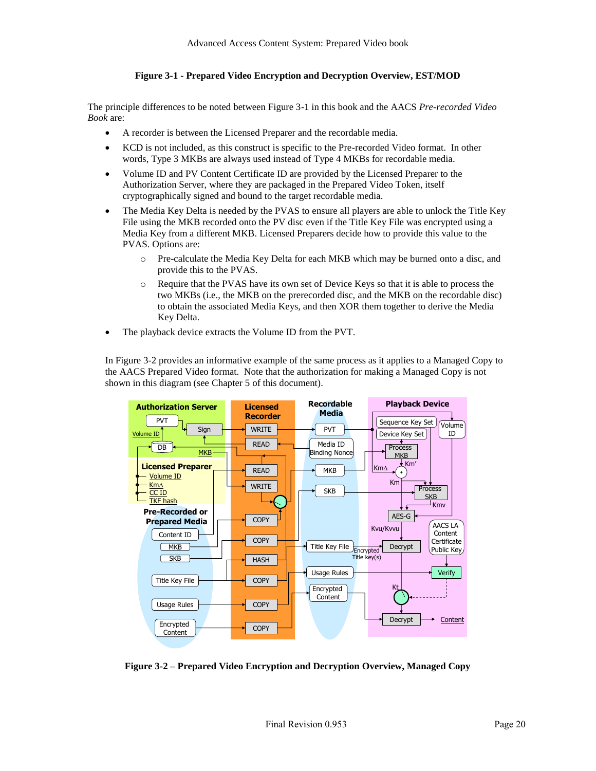**Figure 3-1 - Prepared Video Encryption and Decryption Overview, EST/MOD**

The principle differences to be noted between Figure 3-1 in this book and the AACS *Pre-recorded Video Book* are:

- A recorder is between the Licensed Preparer and the recordable media.
- KCD is not included, as this construct is specific to the Pre-recorded Video format. In other words, Type 3 MKBs are always used instead of Type 4 MKBs for recordable media.
- Volume ID and PV Content Certificate ID are provided by the Licensed Preparer to the Authorization Server, where they are packaged in the Prepared Video Token, itself cryptographically signed and bound to the target recordable media.
- The Media Key Delta is needed by the PVAS to ensure all players are able to unlock the Title Key File using the MKB recorded onto the PV disc even if the Title Key File was encrypted using a Media Key from a different MKB. Licensed Preparers decide how to provide this value to the PVAS. Options are:
  - Pre-calculate the Media Key Delta for each MKB which may be burned onto a disc, and provide this to the PVAS.
  - Require that the PVAS have its own set of Device Keys so that it is able to process the two MKBs (i.e., the MKB on the prerecorded disc, and the MKB on the recordable disc) to obtain the associated Media Keys, and then XOR them together to derive the Media Key Delta.
- The playback device extracts the Volume ID from the PVT.

In Figure 3-2 provides an informative example of the same process as it applies to a Managed Copy to the AACS Prepared Video format. Note that the authorization for making a Managed Copy is not shown in this diagram (see Chapter 5 of this document).

**Figure 3-2 – Prepared Video Encryption and Decryption Overview, Managed Copy**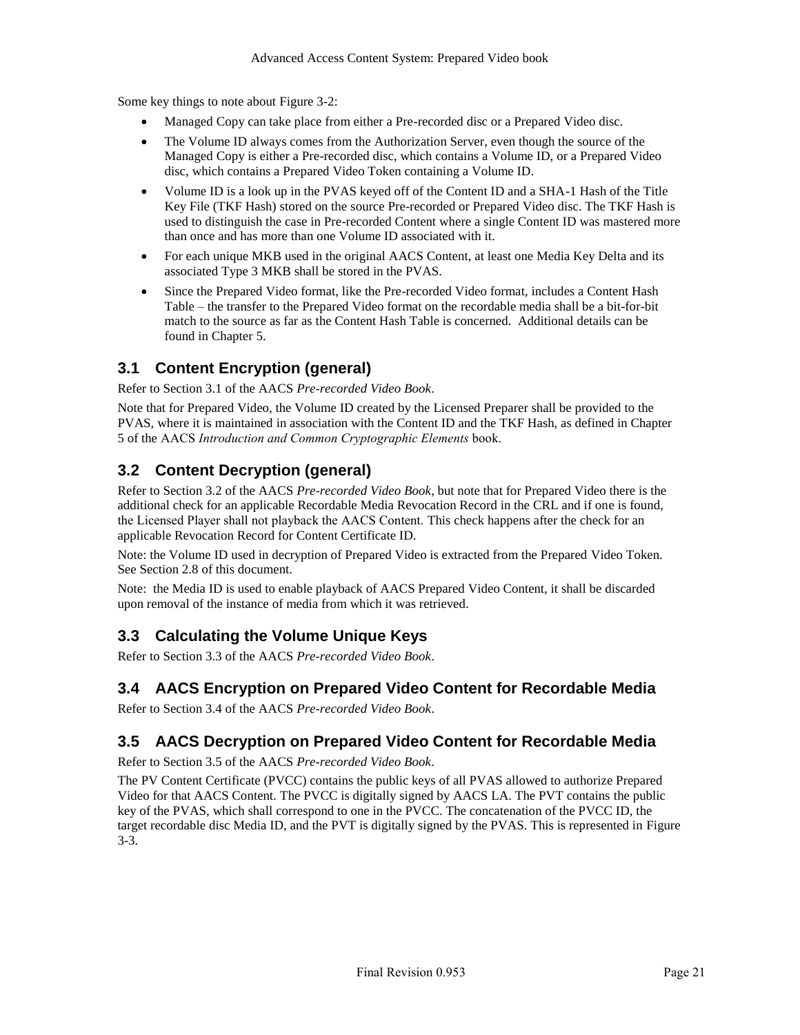Some key things to note about Figure 3-2:

- Managed Copy can take place from either a Pre-recorded disc or a Prepared Video disc.
- The Volume ID always comes from the Authorization Server, even though the source of the Managed Copy is either a Pre-recorded disc, which contains a Volume ID, or a Prepared Video disc, which contains a Prepared Video Token containing a Volume ID.
- Volume ID is a look up in the PVAS keyed off of the Content ID and a SHA-1 Hash of the Title Key File (TKF Hash) stored on the source Pre-recorded or Prepared Video disc. The TKF Hash is used to distinguish the case in Pre-recorded Content where a single Content ID was mastered more than once and has more than one Volume ID associated with it.
- For each unique MKB used in the original AACS Content, at least one Media Key Delta and its associated Type 3 MKB shall be stored in the PVAS.
- Since the Prepared Video format, like the Pre-recorded Video format, includes a Content Hash Table – the transfer to the Prepared Video format on the recordable media shall be a bit-for-bit match to the source as far as the Content Hash Table is concerned. Additional details can be found in Chapter 5.

## 3.1 Content Encryption (general)

Refer to Section 3.1 of the AACS *Pre-recorded Video Book*.

Note that for Prepared Video, the Volume ID created by the Licensed Preparer shall be provided to the PVAS, where it is maintained in association with the Content ID and the TKF Hash, as defined in Chapter 5 of the AACS *Introduction and Common Cryptographic Elements* book.

## 3.2 Content Decryption (general)

Refer to Section 3.2 of the AACS *Pre-recorded Video Book*, but note that for Prepared Video there is the additional check for an applicable Recordable Media Revocation Record in the CRL and if one is found, the Licensed Player shall not playback the AACS Content. This check happens after the check for an applicable Revocation Record for Content Certificate ID.

Note: the Volume ID used in decryption of Prepared Video is extracted from the Prepared Video Token. See Section 2.8 of this document.

Note: the Media ID is used to enable playback of AACS Prepared Video Content, it shall be discarded upon removal of the instance of media from which it was retrieved.

## 3.3 Calculating the Volume Unique Keys

Refer to Section 3.3 of the AACS *Pre-recorded Video Book*.

## 3.4 AACS Encryption on Prepared Video Content for Recordable Media

Refer to Section 3.4 of the AACS *Pre-recorded Video Book*.

## 3.5 AACS Decryption on Prepared Video Content for Recordable Media

Refer to Section 3.5 of the AACS *Pre-recorded Video Book*.

The PV Content Certificate (PVCC) contains the public keys of all PVAS allowed to authorize Prepared Video for that AACS Content. The PVCC is digitally signed by AACS LA. The PVT contains the public key of the PVAS, which shall correspond to one in the PVCC. The concatenation of the PVCC ID, the target recordable disc Media ID, and the PVT is digitally signed by the PVAS. This is represented in Figure 3-3.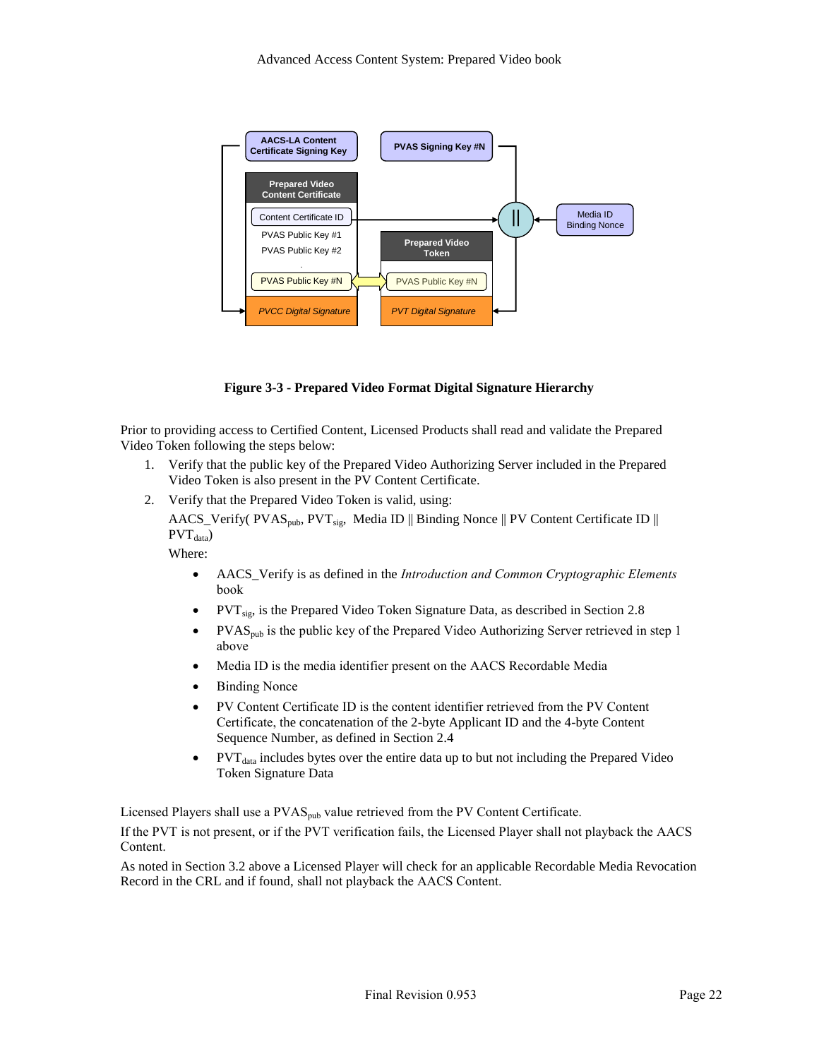**Figure 3-3 - Prepared Video Format Digital Signature Hierarchy**

Prior to providing access to Certified Content, Licensed Products shall read and validate the Prepared Video Token following the steps below:

1. Verify that the public key of the Prepared Video Authorizing Server included in the Prepared Video Token is also present in the PV Content Certificate.
2. Verify that the Prepared Video Token is valid, using:

   AACS_Verify( $PVAS_{pub}$, $PVT_{sig}$, Media ID || Binding Nonce || PV Content Certificate ID || $PVT_{data}$)

   Where:

   - AACS_Verify is as defined in the *Introduction and Common Cryptographic Elements* book
   - $PVT_{sig}$, is the Prepared Video Token Signature Data, as described in Section 2.8
   - $PVAS_{pub}$ is the public key of the Prepared Video Authorizing Server retrieved in step 1 above
   - Media ID is the media identifier present on the AACS Recordable Media
   - Binding Nonce
   - PV Content Certificate ID is the content identifier retrieved from the PV Content Certificate, the concatenation of the 2-byte Applicant ID and the 4-byte Content Sequence Number, as defined in Section 2.4
   - $PVT_{data}$ includes bytes over the entire data up to but not including the Prepared Video Token Signature Data

Licensed Players shall use a $PVAS_{pub}$ value retrieved from the PV Content Certificate.

If the PVT is not present, or if the PVT verification fails, the Licensed Player shall not playback the AACS Content.

As noted in Section 3.2 above a Licensed Player will check for an applicable Recordable Media Revocation Record in the CRL and if found, shall not playback the AACS Content.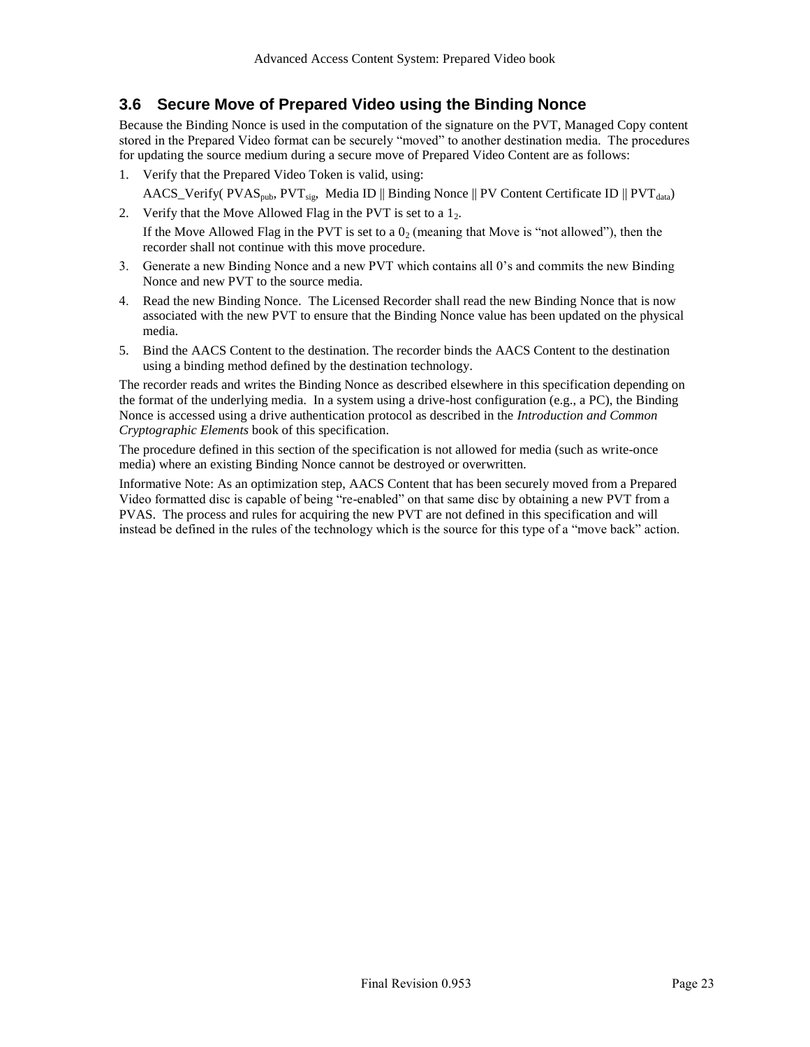## 3.6 Secure Move of Prepared Video using the Binding Nonce

Because the Binding Nonce is used in the computation of the signature on the PVT, Managed Copy content stored in the Prepared Video format can be securely "moved" to another destination media. The procedures for updating the source medium during a secure move of Prepared Video Content are as follows:

1. Verify that the Prepared Video Token is valid, using:

   AACS_Verify( $PVAS_{pub}$, $PVT_{sig}$, Media ID || Binding Nonce || PV Content Certificate ID || $PVT_{data}$)

2. Verify that the Move Allowed Flag in the PVT is set to a $1_2$.

   If the Move Allowed Flag in the PVT is set to a $0_2$ (meaning that Move is "not allowed"), then the recorder shall not continue with this move procedure.

3. Generate a new Binding Nonce and a new PVT which contains all 0's and commits the new Binding Nonce and new PVT to the source media.

4. Read the new Binding Nonce. The Licensed Recorder shall read the new Binding Nonce that is now associated with the new PVT to ensure that the Binding Nonce value has been updated on the physical media.

5. Bind the AACS Content to the destination. The recorder binds the AACS Content to the destination using a binding method defined by the destination technology.

The recorder reads and writes the Binding Nonce as described elsewhere in this specification depending on the format of the underlying media. In a system using a drive-host configuration (e.g., a PC), the Binding Nonce is accessed using a drive authentication protocol as described in the *Introduction and Common Cryptographic Elements* book of this specification.

The procedure defined in this section of the specification is not allowed for media (such as write-once media) where an existing Binding Nonce cannot be destroyed or overwritten.

Informative Note: As an optimization step, AACS Content that has been securely moved from a Prepared Video formatted disc is capable of being "re-enabled" on that same disc by obtaining a new PVT from a PVAS. The process and rules for acquiring the new PVT are not defined in this specification and will instead be defined in the rules of the technology which is the source for this type of a "move back" action.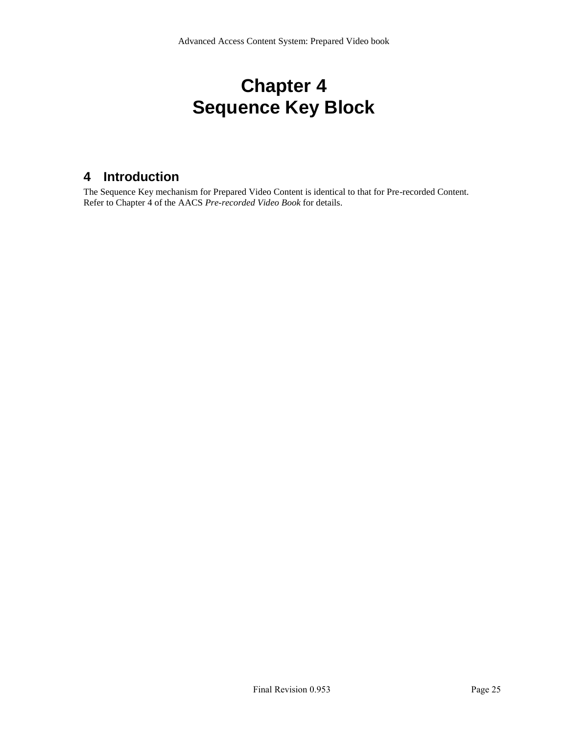# Chapter 4
# Sequence Key Block

## 4 Introduction

The Sequence Key mechanism for Prepared Video Content is identical to that for Pre-recorded Content. Refer to Chapter 4 of the AACS *Pre-recorded Video Book* for details.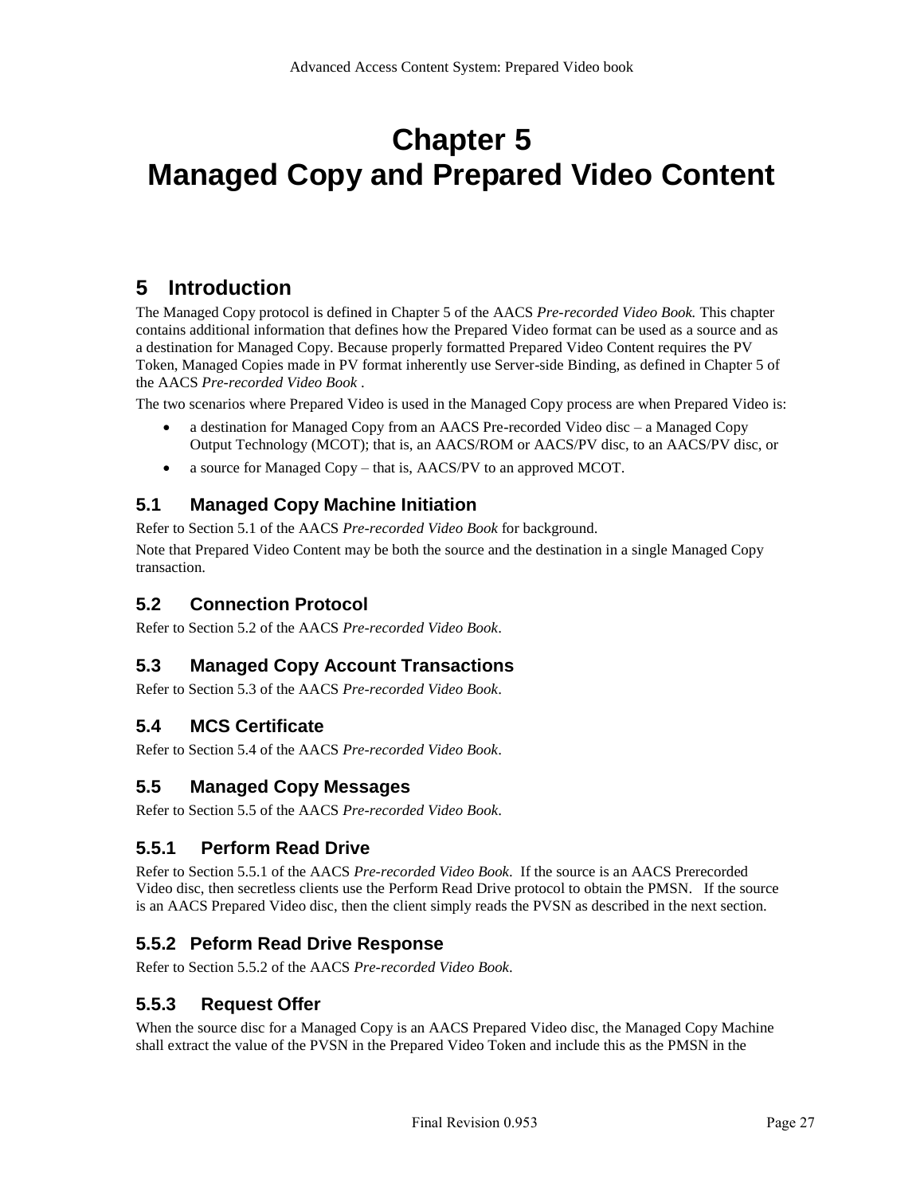# Chapter 5
# Managed Copy and Prepared Video Content

## 5 Introduction

The Managed Copy protocol is defined in Chapter 5 of the AACS *Pre-recorded Video Book.* This chapter contains additional information that defines how the Prepared Video format can be used as a source and as a destination for Managed Copy. Because properly formatted Prepared Video Content requires the PV Token, Managed Copies made in PV format inherently use Server-side Binding, as defined in Chapter 5 of the AACS *Pre-recorded Video Book* .

The two scenarios where Prepared Video is used in the Managed Copy process are when Prepared Video is:

- a destination for Managed Copy from an AACS Pre-recorded Video disc – a Managed Copy Output Technology (MCOT); that is, an AACS/ROM or AACS/PV disc, to an AACS/PV disc, or
- a source for Managed Copy – that is, AACS/PV to an approved MCOT.

### 5.1 Managed Copy Machine Initiation

Refer to Section 5.1 of the AACS *Pre-recorded Video Book* for background.

Note that Prepared Video Content may be both the source and the destination in a single Managed Copy transaction.

### 5.2 Connection Protocol

Refer to Section 5.2 of the AACS *Pre-recorded Video Book*.

### 5.3 Managed Copy Account Transactions

Refer to Section 5.3 of the AACS *Pre-recorded Video Book*.

### 5.4 MCS Certificate

Refer to Section 5.4 of the AACS *Pre-recorded Video Book*.

### 5.5 Managed Copy Messages

Refer to Section 5.5 of the AACS *Pre-recorded Video Book*.

#### 5.5.1 Perform Read Drive

Refer to Section 5.5.1 of the AACS *Pre-recorded Video Book*. If the source is an AACS Prerecorded Video disc, then secretless clients use the Perform Read Drive protocol to obtain the PMSN. If the source is an AACS Prepared Video disc, then the client simply reads the PVSN as described in the next section.

#### 5.5.2 Peform Read Drive Response

Refer to Section 5.5.2 of the AACS *Pre-recorded Video Book*.

#### 5.5.3 Request Offer

When the source disc for a Managed Copy is an AACS Prepared Video disc, the Managed Copy Machine shall extract the value of the PVSN in the Prepared Video Token and include this as the PMSN in the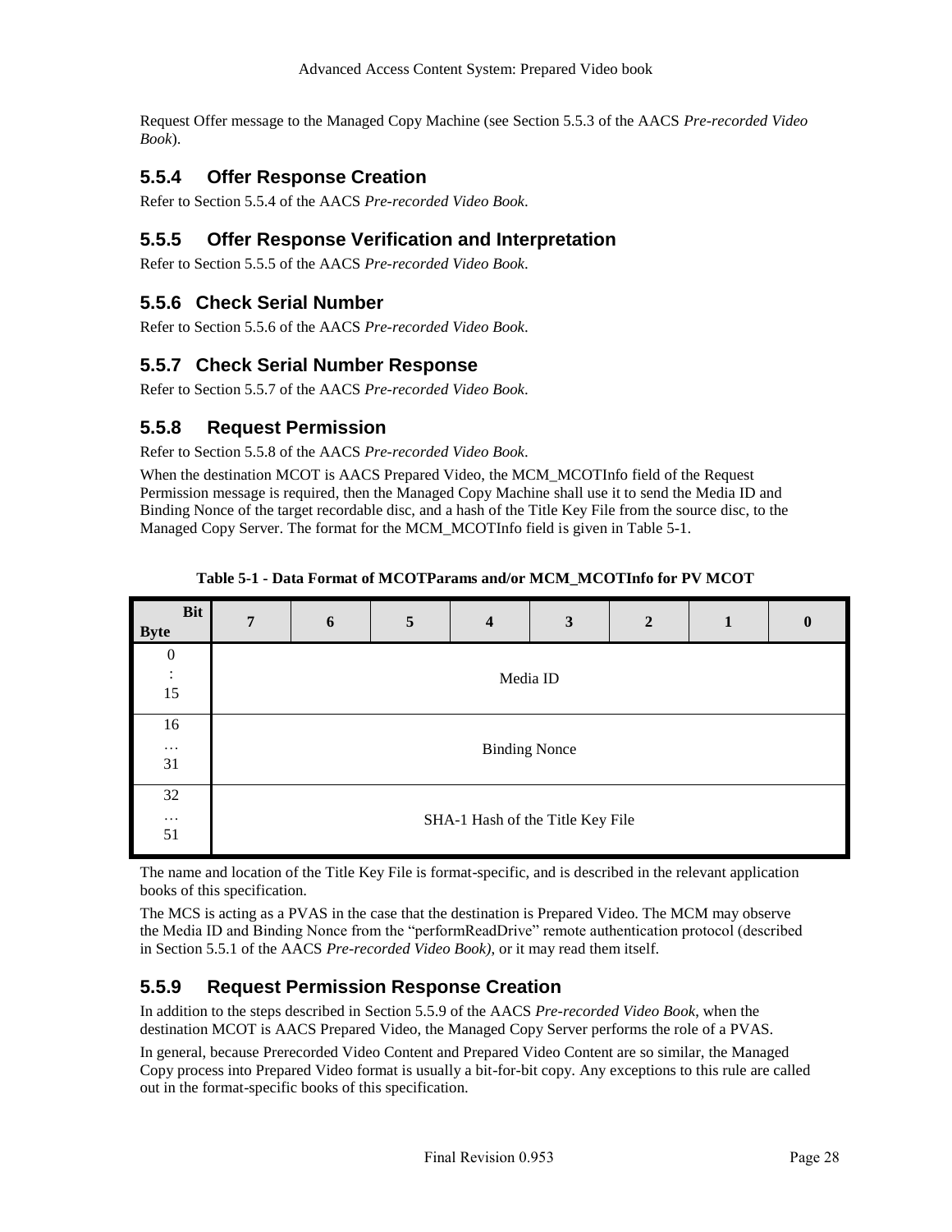Request Offer message to the Managed Copy Machine (see Section 5.5.3 of the AACS *Pre-recorded Video Book*).

### 5.5.4 Offer Response Creation

Refer to Section 5.5.4 of the AACS *Pre-recorded Video Book*.

### 5.5.5 Offer Response Verification and Interpretation

Refer to Section 5.5.5 of the AACS *Pre-recorded Video Book*.

### 5.5.6 Check Serial Number

Refer to Section 5.5.6 of the AACS *Pre-recorded Video Book*.

### 5.5.7 Check Serial Number Response

Refer to Section 5.5.7 of the AACS *Pre-recorded Video Book*.

### 5.5.8 Request Permission

Refer to Section 5.5.8 of the AACS *Pre-recorded Video Book*.

When the destination MCOT is AACS Prepared Video, the MCM_MCOTInfo field of the Request Permission message is required, then the Managed Copy Machine shall use it to send the Media ID and Binding Nonce of the target recordable disc, and a hash of the Title Key File from the source disc, to the Managed Copy Server. The format for the MCM_MCOTInfo field is given in Table 5-1.

**Table 5-1 - Data Format of MCOTParams and/or MCM_MCOTInfo for PV MCOT**

| Byte \ Bit | 7 | 6 | 5 | 4 | 3 | 2 | 1 | 0 |
|---|---|---|---|---|---|---|---|---|
| 0 : 15 | Media ID | | | | | | | |
| 16 … 31 | Binding Nonce | | | | | | | |
| 32 … 51 | SHA-1 Hash of the Title Key File | | | | | | | |

The name and location of the Title Key File is format-specific, and is described in the relevant application books of this specification.

The MCS is acting as a PVAS in the case that the destination is Prepared Video. The MCM may observe the Media ID and Binding Nonce from the "performReadDrive" remote authentication protocol (described in Section 5.5.1 of the AACS *Pre-recorded Video Book)*, or it may read them itself.

### 5.5.9 Request Permission Response Creation

In addition to the steps described in Section 5.5.9 of the AACS *Pre-recorded Video Book*, when the destination MCOT is AACS Prepared Video, the Managed Copy Server performs the role of a PVAS.

In general, because Prerecorded Video Content and Prepared Video Content are so similar, the Managed Copy process into Prepared Video format is usually a bit-for-bit copy. Any exceptions to this rule are called out in the format-specific books of this specification.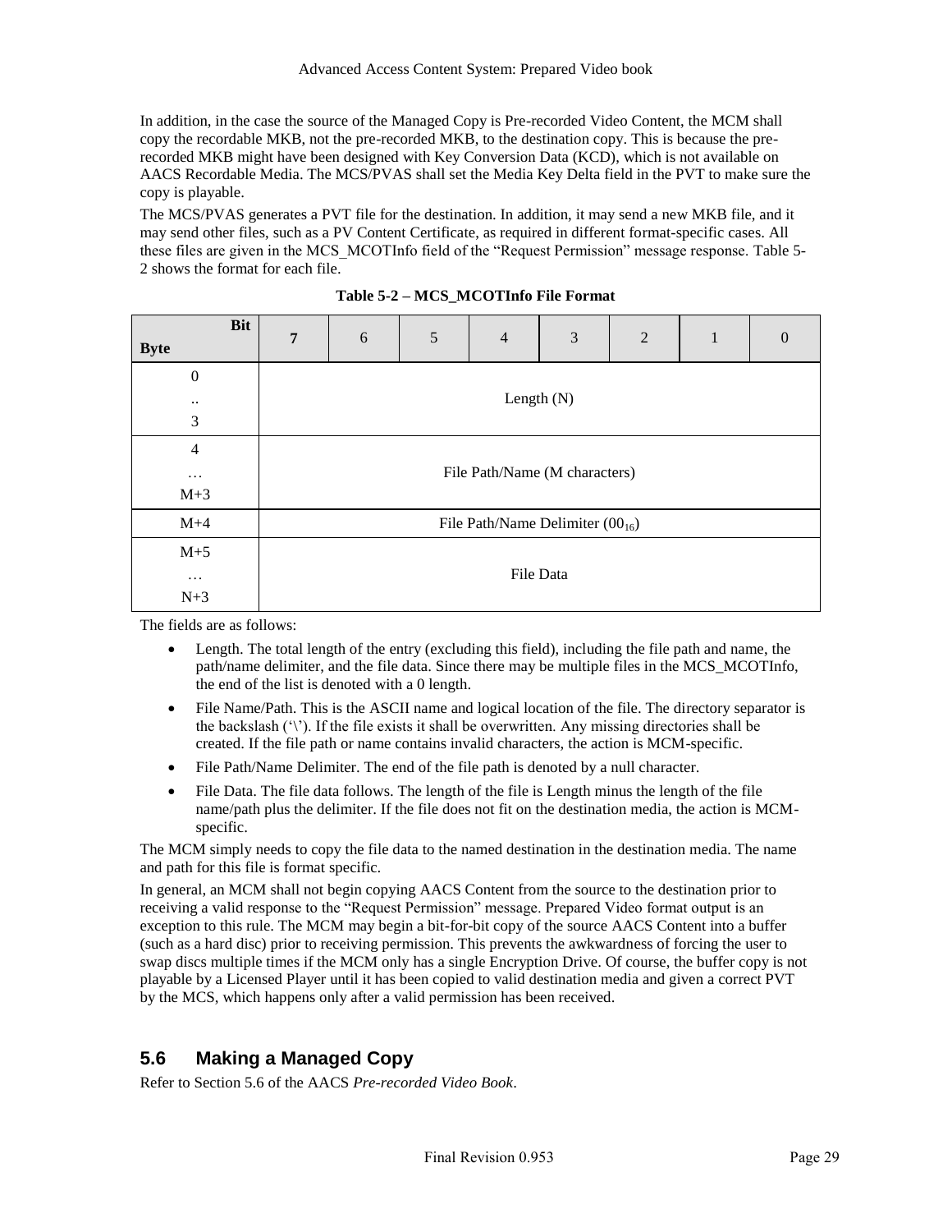In addition, in the case the source of the Managed Copy is Pre-recorded Video Content, the MCM shall copy the recordable MKB, not the pre-recorded MKB, to the destination copy. This is because the pre-recorded MKB might have been designed with Key Conversion Data (KCD), which is not available on AACS Recordable Media. The MCS/PVAS shall set the Media Key Delta field in the PVT to make sure the copy is playable.

The MCS/PVAS generates a PVT file for the destination. In addition, it may send a new MKB file, and it may send other files, such as a PV Content Certificate, as required in different format-specific cases. All these files are given in the MCS_MCOTInfo field of the "Request Permission" message response. Table 5-2 shows the format for each file.

**Table 5-2 – MCS_MCOTInfo File Format**

| Byte \ Bit | 7 | 6 | 5 | 4 | 3 | 2 | 1 | 0 |
|---|---|---|---|---|---|---|---|---|
| 0 .. 3 | Length (N) | | | | | | | |
| 4 … M+3 | File Path/Name (M characters) | | | | | | | |
| M+4 | File Path/Name Delimiter ($00_{16}$) | | | | | | | |
| M+5 … N+3 | File Data | | | | | | | |

The fields are as follows:

- Length. The total length of the entry (excluding this field), including the file path and name, the path/name delimiter, and the file data. Since there may be multiple files in the MCS_MCOTInfo, the end of the list is denoted with a 0 length.
- File Name/Path. This is the ASCII name and logical location of the file. The directory separator is the backslash ('\'). If the file exists it shall be overwritten. Any missing directories shall be created. If the file path or name contains invalid characters, the action is MCM-specific.
- File Path/Name Delimiter. The end of the file path is denoted by a null character.
- File Data. The file data follows. The length of the file is Length minus the length of the file name/path plus the delimiter. If the file does not fit on the destination media, the action is MCM-specific.

The MCM simply needs to copy the file data to the named destination in the destination media. The name and path for this file is format specific.

In general, an MCM shall not begin copying AACS Content from the source to the destination prior to receiving a valid response to the "Request Permission" message. Prepared Video format output is an exception to this rule. The MCM may begin a bit-for-bit copy of the source AACS Content into a buffer (such as a hard disc) prior to receiving permission. This prevents the awkwardness of forcing the user to swap discs multiple times if the MCM only has a single Encryption Drive. Of course, the buffer copy is not playable by a Licensed Player until it has been copied to valid destination media and given a correct PVT by the MCS, which happens only after a valid permission has been received.

## 5.6 Making a Managed Copy

Refer to Section 5.6 of the AACS *Pre-recorded Video Book*.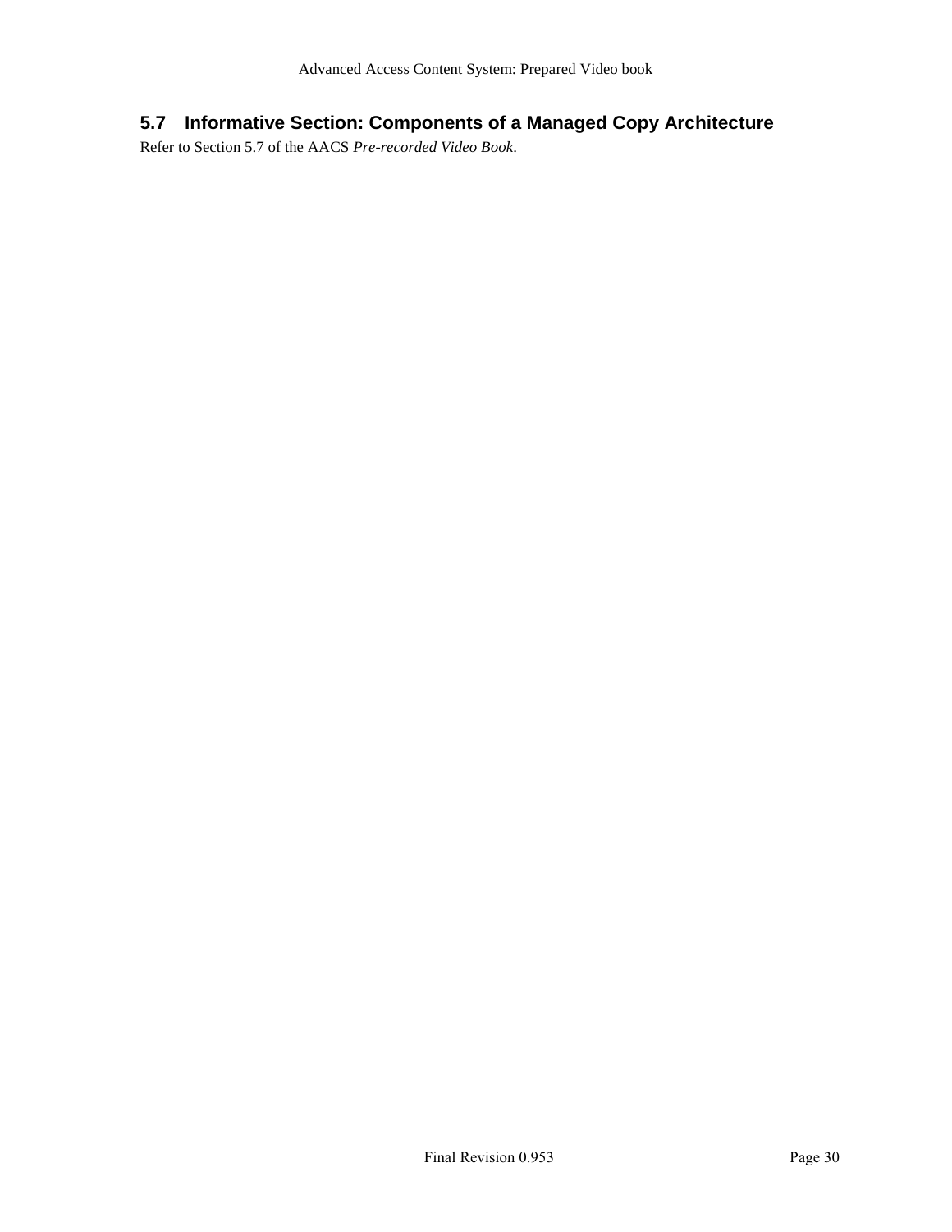## 5.7 Informative Section: Components of a Managed Copy Architecture

Refer to Section 5.7 of the AACS *Pre-recorded Video Book*.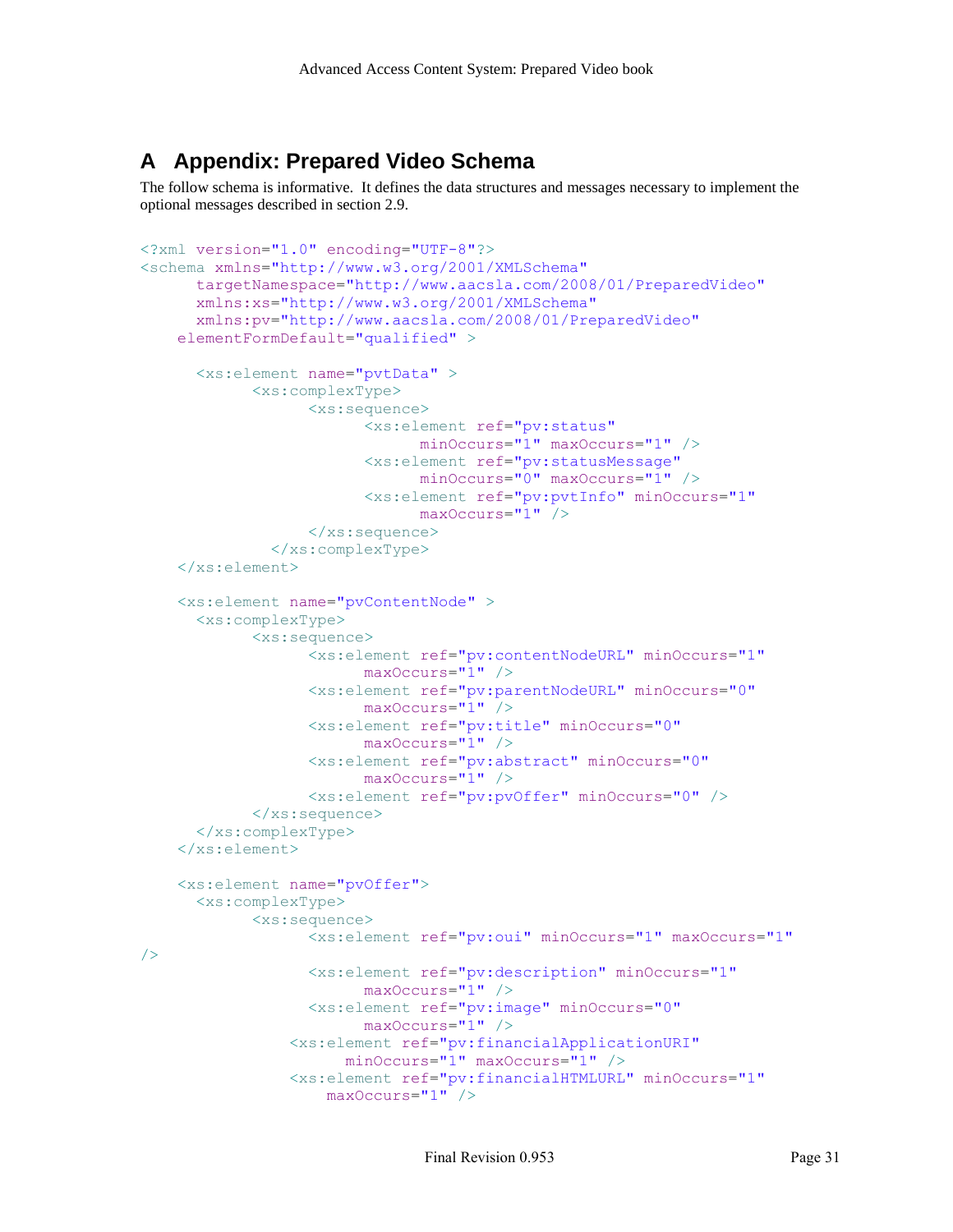# A Appendix: Prepared Video Schema

The follow schema is informative. It defines the data structures and messages necessary to implement the optional messages described in section 2.9.

```
<?xml version="1.0" encoding="UTF-8"?>
<schema xmlns="http://www.w3.org/2001/XMLSchema"
      targetNamespace="http://www.aacsla.com/2008/01/PreparedVideo"
      xmlns:xs="http://www.w3.org/2001/XMLSchema"
      xmlns:pv="http://www.aacsla.com/2008/01/PreparedVideo"
    elementFormDefault="qualified" >

      <xs:element name="pvtData" >
            <xs:complexType>
                  <xs:sequence>
                        <xs:element ref="pv:status"
                              minOccurs="1" maxOccurs="1" />
                        <xs:element ref="pv:statusMessage"
                              minOccurs="0" maxOccurs="1" />
                        <xs:element ref="pv:pvtInfo" minOccurs="1"
                              maxOccurs="1" />
                  </xs:sequence>
              </xs:complexType>
    </xs:element>

    <xs:element name="pvContentNode" >
      <xs:complexType>
            <xs:sequence>
                  <xs:element ref="pv:contentNodeURL" minOccurs="1"
                        maxOccurs="1" />
                  <xs:element ref="pv:parentNodeURL" minOccurs="0"
                        maxOccurs="1" />
                  <xs:element ref="pv:title" minOccurs="0"
                        maxOccurs="1" />
                  <xs:element ref="pv:abstract" minOccurs="0"
                        maxOccurs="1" />
                  <xs:element ref="pv:pvOffer" minOccurs="0" />
            </xs:sequence>
      </xs:complexType>
    </xs:element>

    <xs:element name="pvOffer">
      <xs:complexType>
            <xs:sequence>
                  <xs:element ref="pv:oui" minOccurs="1" maxOccurs="1"
/>
                  <xs:element ref="pv:description" minOccurs="1"
                        maxOccurs="1" />
                  <xs:element ref="pv:image" minOccurs="0"
                        maxOccurs="1" />
                <xs:element ref="pv:financialApplicationURI"
                      minOccurs="1" maxOccurs="1" />
                <xs:element ref="pv:financialHTMLURL" minOccurs="1"
                    maxOccurs="1" />
```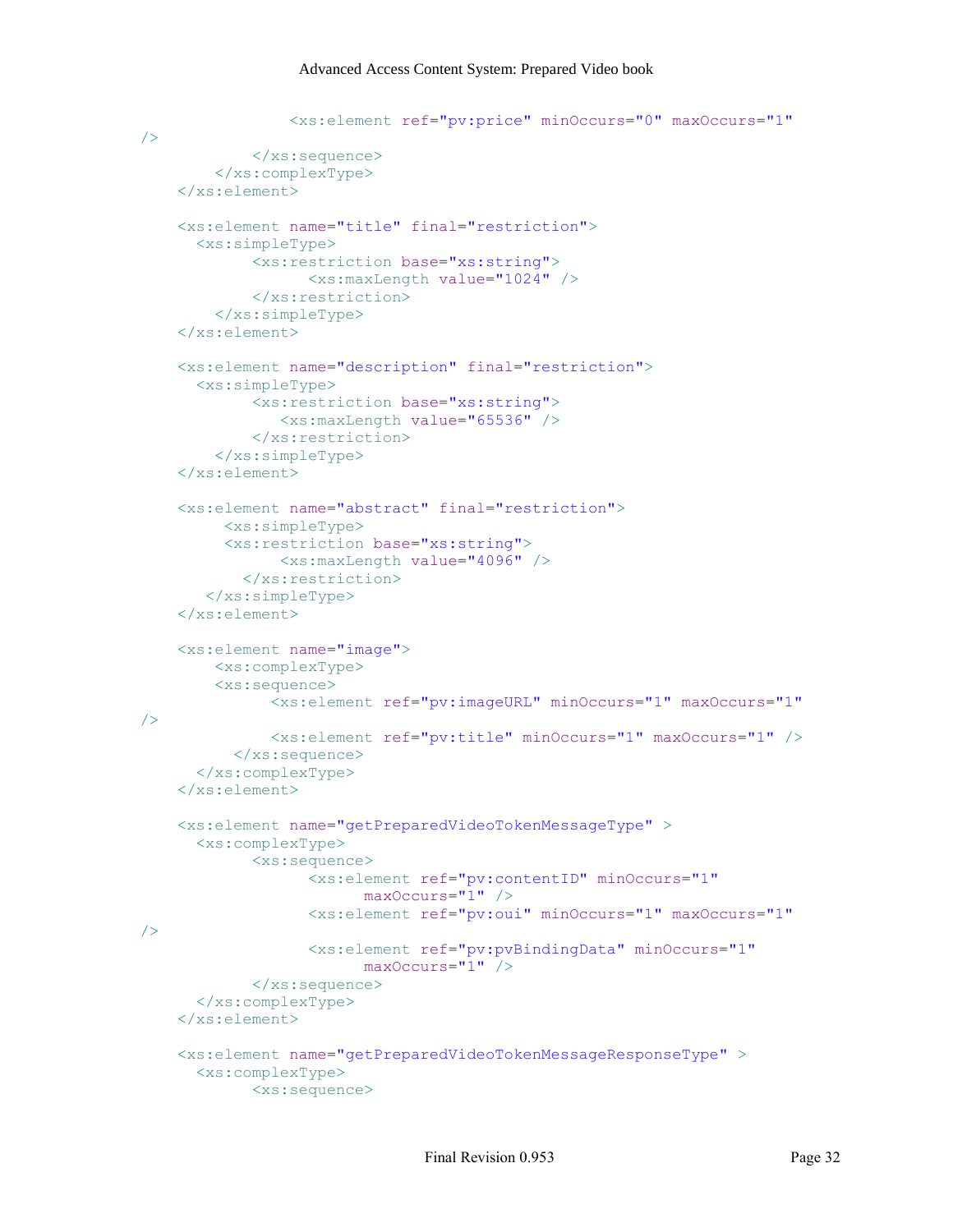```
                <xs:element ref="pv:price" minOccurs="0" maxOccurs="1"
/>
            </xs:sequence>
        </xs:complexType>
    </xs:element>

    <xs:element name="title" final="restriction">
      <xs:simpleType>
            <xs:restriction base="xs:string">
                  <xs:maxLength value="1024" />
            </xs:restriction>
        </xs:simpleType>
    </xs:element>

    <xs:element name="description" final="restriction">
      <xs:simpleType>
            <xs:restriction base="xs:string">
               <xs:maxLength value="65536" />
            </xs:restriction>
        </xs:simpleType>
    </xs:element>

    <xs:element name="abstract" final="restriction">
         <xs:simpleType>
         <xs:restriction base="xs:string">
               <xs:maxLength value="4096" />
           </xs:restriction>
       </xs:simpleType>
    </xs:element>

    <xs:element name="image">
        <xs:complexType>
        <xs:sequence>
              <xs:element ref="pv:imageURL" minOccurs="1" maxOccurs="1"
/>
              <xs:element ref="pv:title" minOccurs="1" maxOccurs="1" />
          </xs:sequence>
      </xs:complexType>
    </xs:element>

    <xs:element name="getPreparedVideoTokenMessageType" >
      <xs:complexType>
            <xs:sequence>
                  <xs:element ref="pv:contentID" minOccurs="1"
                        maxOccurs="1" />
                  <xs:element ref="pv:oui" minOccurs="1" maxOccurs="1"
/>
                  <xs:element ref="pv:pvBindingData" minOccurs="1"
                        maxOccurs="1" />
            </xs:sequence>
      </xs:complexType>
    </xs:element>

    <xs:element name="getPreparedVideoTokenMessageResponseType" >
      <xs:complexType>
            <xs:sequence>
```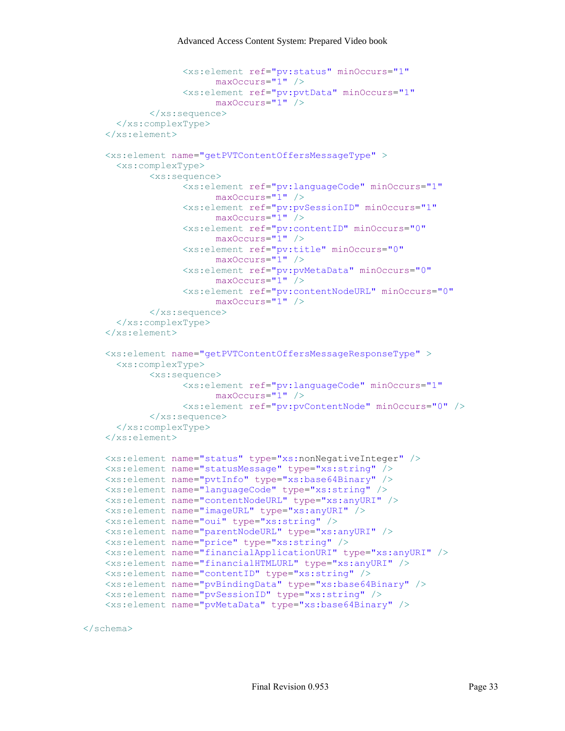```
                <xs:element ref="pv:status" minOccurs="1"
                      maxOccurs="1" />
                <xs:element ref="pv:pvtData" minOccurs="1"
                      maxOccurs="1" />
          </xs:sequence>
    </xs:complexType>
  </xs:element>

  <xs:element name="getPVTContentOffersMessageType" >
    <xs:complexType>
          <xs:sequence>
                <xs:element ref="pv:languageCode" minOccurs="1"
                      maxOccurs="1" />
                <xs:element ref="pv:pvSessionID" minOccurs="1"
                      maxOccurs="1" />
                <xs:element ref="pv:contentID" minOccurs="0"
                      maxOccurs="1" />
                <xs:element ref="pv:title" minOccurs="0"
                      maxOccurs="1" />
                <xs:element ref="pv:pvMetaData" minOccurs="0"
                      maxOccurs="1" />
                <xs:element ref="pv:contentNodeURL" minOccurs="0"
                      maxOccurs="1" />
          </xs:sequence>
    </xs:complexType>
  </xs:element>

  <xs:element name="getPVTContentOffersMessageResponseType" >
    <xs:complexType>
          <xs:sequence>
                <xs:element ref="pv:languageCode" minOccurs="1"
                      maxOccurs="1" />
                <xs:element ref="pv:pvContentNode" minOccurs="0" />
          </xs:sequence>
    </xs:complexType>
  </xs:element>

  <xs:element name="status" type="xs:nonNegativeInteger" />
  <xs:element name="statusMessage" type="xs:string" />
  <xs:element name="pvtInfo" type="xs:base64Binary" />
  <xs:element name="languageCode" type="xs:string" />
  <xs:element name="contentNodeURL" type="xs:anyURI" />
  <xs:element name="imageURL" type="xs:anyURI" />
  <xs:element name="oui" type="xs:string" />
  <xs:element name="parentNodeURL" type="xs:anyURI" />
  <xs:element name="price" type="xs:string" />
  <xs:element name="financialApplicationURI" type="xs:anyURI" />
  <xs:element name="financialHTMLURL" type="xs:anyURI" />
  <xs:element name="contentID" type="xs:string" />
  <xs:element name="pvBindingData" type="xs:base64Binary" />
  <xs:element name="pvSessionID" type="xs:string" />
  <xs:element name="pvMetaData" type="xs:base64Binary" />

</schema>
```